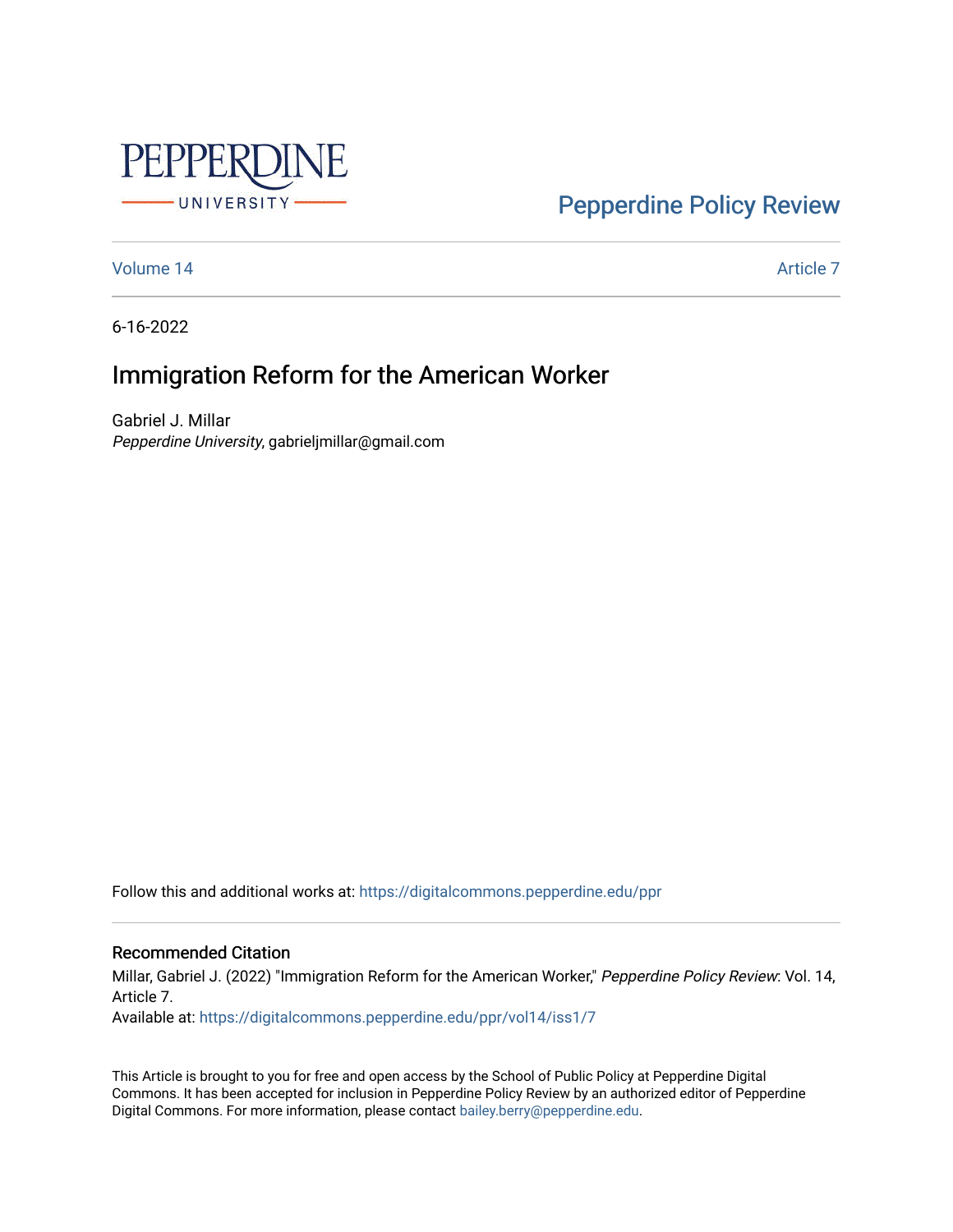PEPPERDINE UNIVERSITY

Pepperdine Policy Review

Volume 14 | Article 7

6-16-2022

# Immigration Reform for the American Worker

Gabriel J. Millar
*Pepperdine University*, gabrieljmillar@gmail.com

Follow this and additional works at: https://digitalcommons.pepperdine.edu/ppr

## Recommended Citation

Millar, Gabriel J. (2022) "Immigration Reform for the American Worker," *Pepperdine Policy Review*: Vol. 14, Article 7.
Available at: https://digitalcommons.pepperdine.edu/ppr/vol14/iss1/7

This Article is brought to you for free and open access by the School of Public Policy at Pepperdine Digital Commons. It has been accepted for inclusion in Pepperdine Policy Review by an authorized editor of Pepperdine Digital Commons. For more information, please contact bailey.berry@pepperdine.edu.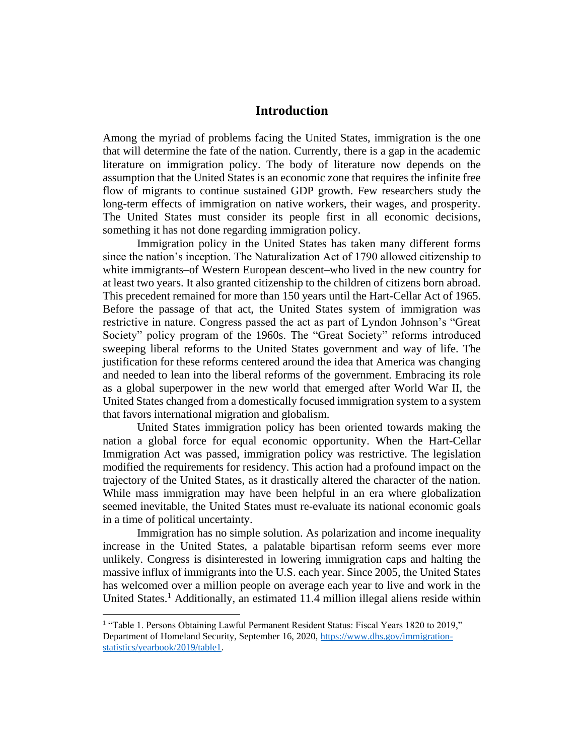# Introduction

Among the myriad of problems facing the United States, immigration is the one that will determine the fate of the nation. Currently, there is a gap in the academic literature on immigration policy. The body of literature now depends on the assumption that the United States is an economic zone that requires the infinite free flow of migrants to continue sustained GDP growth. Few researchers study the long-term effects of immigration on native workers, their wages, and prosperity. The United States must consider its people first in all economic decisions, something it has not done regarding immigration policy.

Immigration policy in the United States has taken many different forms since the nation's inception. The Naturalization Act of 1790 allowed citizenship to white immigrants–of Western European descent–who lived in the new country for at least two years. It also granted citizenship to the children of citizens born abroad. This precedent remained for more than 150 years until the Hart-Cellar Act of 1965. Before the passage of that act, the United States system of immigration was restrictive in nature. Congress passed the act as part of Lyndon Johnson's "Great Society" policy program of the 1960s. The "Great Society" reforms introduced sweeping liberal reforms to the United States government and way of life. The justification for these reforms centered around the idea that America was changing and needed to lean into the liberal reforms of the government. Embracing its role as a global superpower in the new world that emerged after World War II, the United States changed from a domestically focused immigration system to a system that favors international migration and globalism.

United States immigration policy has been oriented towards making the nation a global force for equal economic opportunity. When the Hart-Cellar Immigration Act was passed, immigration policy was restrictive. The legislation modified the requirements for residency. This action had a profound impact on the trajectory of the United States, as it drastically altered the character of the nation. While mass immigration may have been helpful in an era where globalization seemed inevitable, the United States must re-evaluate its national economic goals in a time of political uncertainty.

Immigration has no simple solution. As polarization and income inequality increase in the United States, a palatable bipartisan reform seems ever more unlikely. Congress is disinterested in lowering immigration caps and halting the massive influx of immigrants into the U.S. each year. Since 2005, the United States has welcomed over a million people on average each year to live and work in the United States.[1] Additionally, an estimated 11.4 million illegal aliens reside within

[1] "Table 1. Persons Obtaining Lawful Permanent Resident Status: Fiscal Years 1820 to 2019," Department of Homeland Security, September 16, 2020, https://www.dhs.gov/immigration-statistics/yearbook/2019/table1.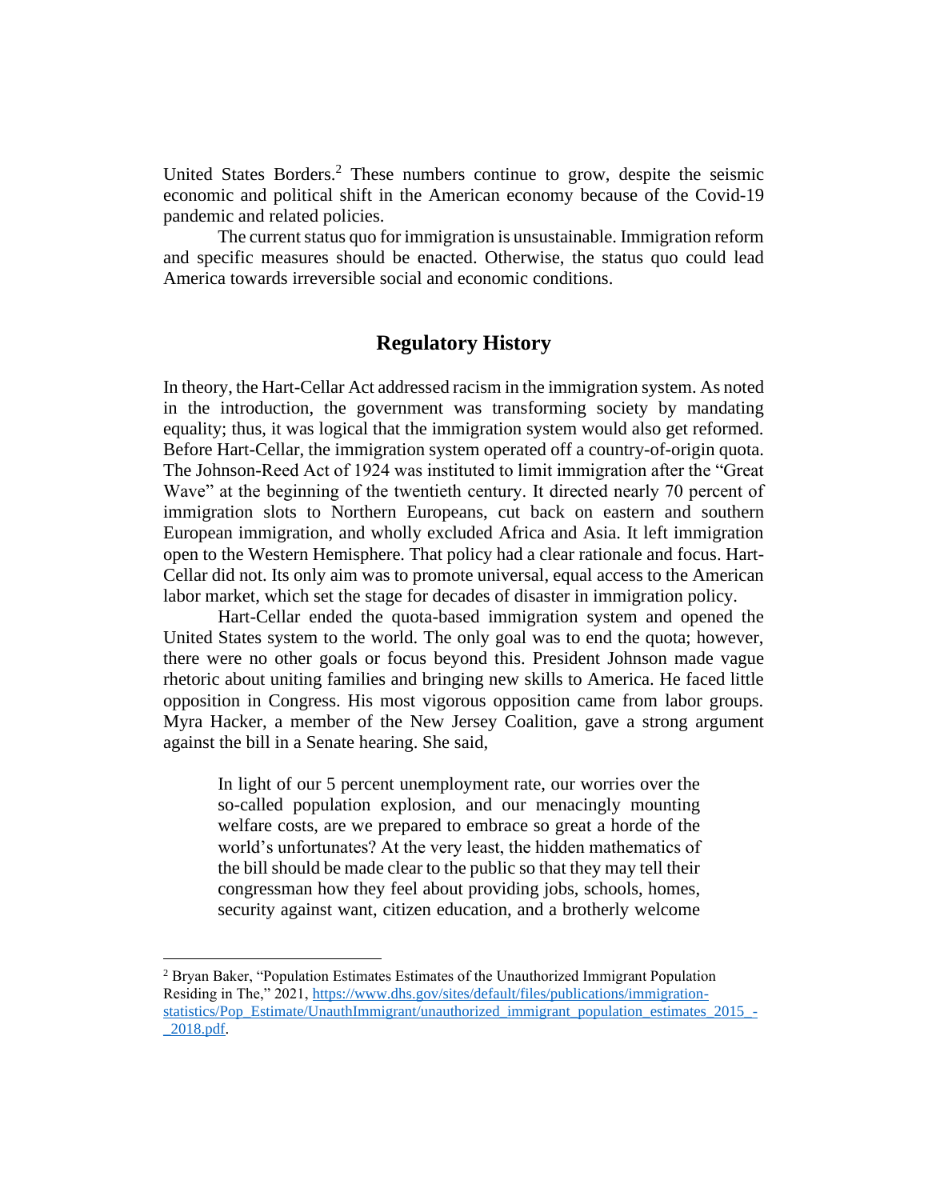United States Borders.[2] These numbers continue to grow, despite the seismic economic and political shift in the American economy because of the Covid-19 pandemic and related policies.

The current status quo for immigration is unsustainable. Immigration reform and specific measures should be enacted. Otherwise, the status quo could lead America towards irreversible social and economic conditions.

## Regulatory History

In theory, the Hart-Cellar Act addressed racism in the immigration system. As noted in the introduction, the government was transforming society by mandating equality; thus, it was logical that the immigration system would also get reformed. Before Hart-Cellar, the immigration system operated off a country-of-origin quota. The Johnson-Reed Act of 1924 was instituted to limit immigration after the "Great Wave" at the beginning of the twentieth century. It directed nearly 70 percent of immigration slots to Northern Europeans, cut back on eastern and southern European immigration, and wholly excluded Africa and Asia. It left immigration open to the Western Hemisphere. That policy had a clear rationale and focus. Hart-Cellar did not. Its only aim was to promote universal, equal access to the American labor market, which set the stage for decades of disaster in immigration policy.

Hart-Cellar ended the quota-based immigration system and opened the United States system to the world. The only goal was to end the quota; however, there were no other goals or focus beyond this. President Johnson made vague rhetoric about uniting families and bringing new skills to America. He faced little opposition in Congress. His most vigorous opposition came from labor groups. Myra Hacker, a member of the New Jersey Coalition, gave a strong argument against the bill in a Senate hearing. She said,

> In light of our 5 percent unemployment rate, our worries over the so-called population explosion, and our menacingly mounting welfare costs, are we prepared to embrace so great a horde of the world's unfortunates? At the very least, the hidden mathematics of the bill should be made clear to the public so that they may tell their congressman how they feel about providing jobs, schools, homes, security against want, citizen education, and a brotherly welcome

---

[2] Bryan Baker, "Population Estimates Estimates of the Unauthorized Immigrant Population Residing in The," 2021, https://www.dhs.gov/sites/default/files/publications/immigration-statistics/Pop_Estimate/UnauthImmigrant/unauthorized_immigrant_population_estimates_2015_-_2018.pdf.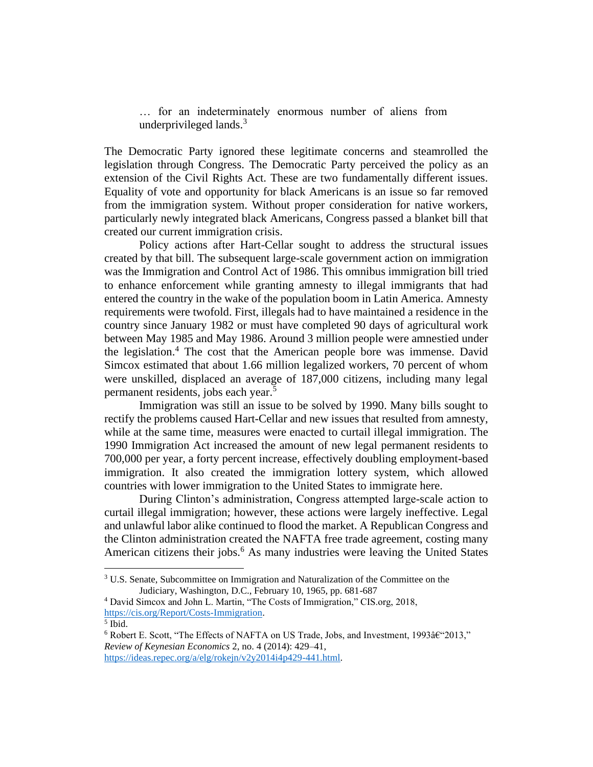> … for an indeterminately enormous number of aliens from underprivileged lands.[3]

The Democratic Party ignored these legitimate concerns and steamrolled the legislation through Congress. The Democratic Party perceived the policy as an extension of the Civil Rights Act. These are two fundamentally different issues. Equality of vote and opportunity for black Americans is an issue so far removed from the immigration system. Without proper consideration for native workers, particularly newly integrated black Americans, Congress passed a blanket bill that created our current immigration crisis.

Policy actions after Hart-Cellar sought to address the structural issues created by that bill. The subsequent large-scale government action on immigration was the Immigration and Control Act of 1986. This omnibus immigration bill tried to enhance enforcement while granting amnesty to illegal immigrants that had entered the country in the wake of the population boom in Latin America. Amnesty requirements were twofold. First, illegals had to have maintained a residence in the country since January 1982 or must have completed 90 days of agricultural work between May 1985 and May 1986. Around 3 million people were amnestied under the legislation.[4] The cost that the American people bore was immense. David Simcox estimated that about 1.66 million legalized workers, 70 percent of whom were unskilled, displaced an average of 187,000 citizens, including many legal permanent residents, jobs each year.[5]

Immigration was still an issue to be solved by 1990. Many bills sought to rectify the problems caused Hart-Cellar and new issues that resulted from amnesty, while at the same time, measures were enacted to curtail illegal immigration. The 1990 Immigration Act increased the amount of new legal permanent residents to 700,000 per year, a forty percent increase, effectively doubling employment-based immigration. It also created the immigration lottery system, which allowed countries with lower immigration to the United States to immigrate here.

During Clinton's administration, Congress attempted large-scale action to curtail illegal immigration; however, these actions were largely ineffective. Legal and unlawful labor alike continued to flood the market. A Republican Congress and the Clinton administration created the NAFTA free trade agreement, costing many American citizens their jobs.[6] As many industries were leaving the United States

---

[3] U.S. Senate, Subcommittee on Immigration and Naturalization of the Committee on the Judiciary, Washington, D.C., February 10, 1965, pp. 681-687

[4] David Simcox and John L. Martin, "The Costs of Immigration," CIS.org, 2018, https://cis.org/Report/Costs-Immigration.

[5] Ibid.

[6] Robert E. Scott, "The Effects of NAFTA on US Trade, Jobs, and Investment, 1993â€"2013," *Review of Keynesian Economics* 2, no. 4 (2014): 429–41, https://ideas.repec.org/a/elg/rokejn/v2y2014i4p429-441.html.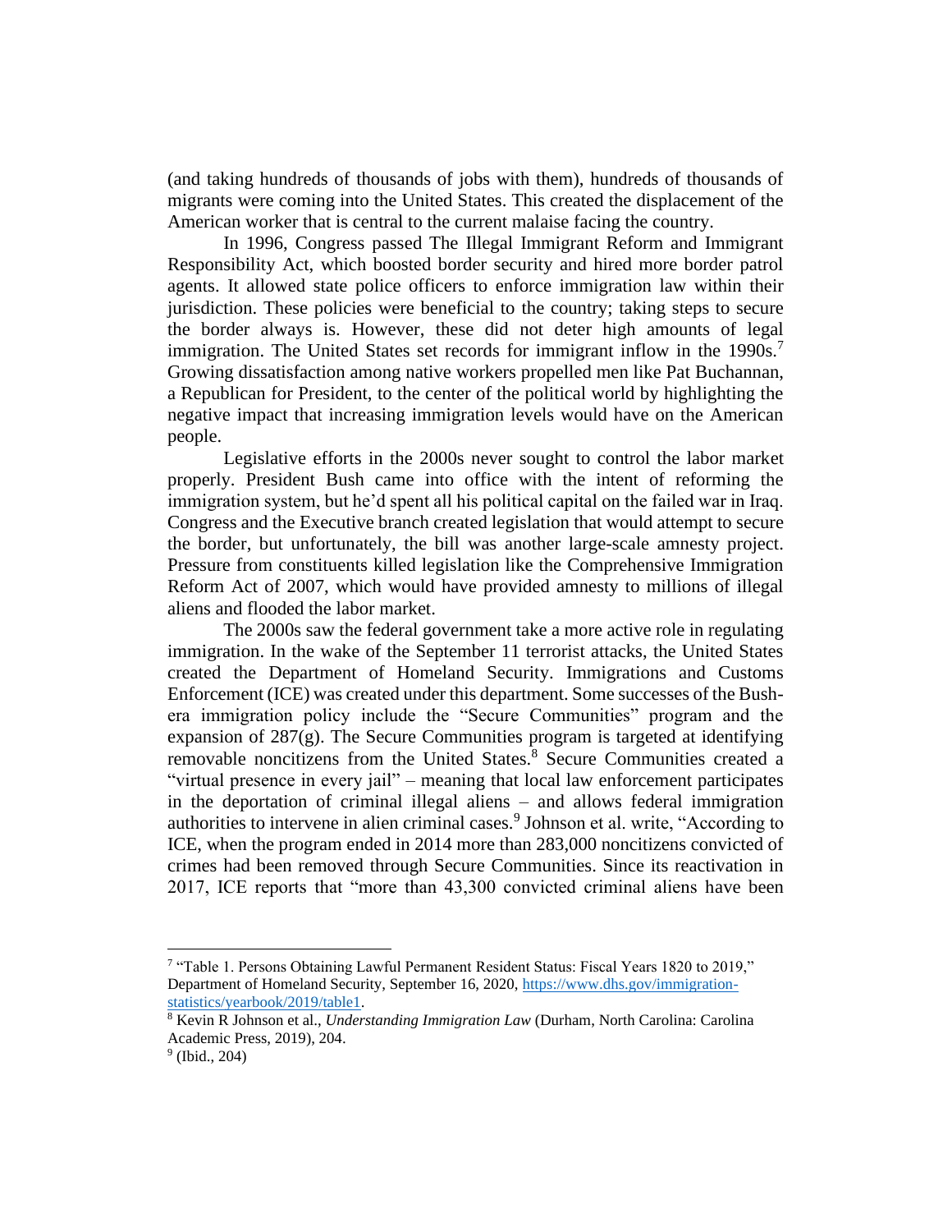(and taking hundreds of thousands of jobs with them), hundreds of thousands of migrants were coming into the United States. This created the displacement of the American worker that is central to the current malaise facing the country.

In 1996, Congress passed The Illegal Immigrant Reform and Immigrant Responsibility Act, which boosted border security and hired more border patrol agents. It allowed state police officers to enforce immigration law within their jurisdiction. These policies were beneficial to the country; taking steps to secure the border always is. However, these did not deter high amounts of legal immigration. The United States set records for immigrant inflow in the 1990s.[7] Growing dissatisfaction among native workers propelled men like Pat Buchannan, a Republican for President, to the center of the political world by highlighting the negative impact that increasing immigration levels would have on the American people.

Legislative efforts in the 2000s never sought to control the labor market properly. President Bush came into office with the intent of reforming the immigration system, but he'd spent all his political capital on the failed war in Iraq. Congress and the Executive branch created legislation that would attempt to secure the border, but unfortunately, the bill was another large-scale amnesty project. Pressure from constituents killed legislation like the Comprehensive Immigration Reform Act of 2007, which would have provided amnesty to millions of illegal aliens and flooded the labor market.

The 2000s saw the federal government take a more active role in regulating immigration. In the wake of the September 11 terrorist attacks, the United States created the Department of Homeland Security. Immigrations and Customs Enforcement (ICE) was created under this department. Some successes of the Bush-era immigration policy include the "Secure Communities" program and the expansion of 287(g). The Secure Communities program is targeted at identifying removable noncitizens from the United States.[8] Secure Communities created a "virtual presence in every jail" – meaning that local law enforcement participates in the deportation of criminal illegal aliens – and allows federal immigration authorities to intervene in alien criminal cases.[9] Johnson et al. write, "According to ICE, when the program ended in 2014 more than 283,000 noncitizens convicted of crimes had been removed through Secure Communities. Since its reactivation in 2017, ICE reports that "more than 43,300 convicted criminal aliens have been

---

[7] "Table 1. Persons Obtaining Lawful Permanent Resident Status: Fiscal Years 1820 to 2019," Department of Homeland Security, September 16, 2020, https://www.dhs.gov/immigration-statistics/yearbook/2019/table1.

[8] Kevin R Johnson et al., *Understanding Immigration Law* (Durham, North Carolina: Carolina Academic Press, 2019), 204.

[9] (Ibid., 204)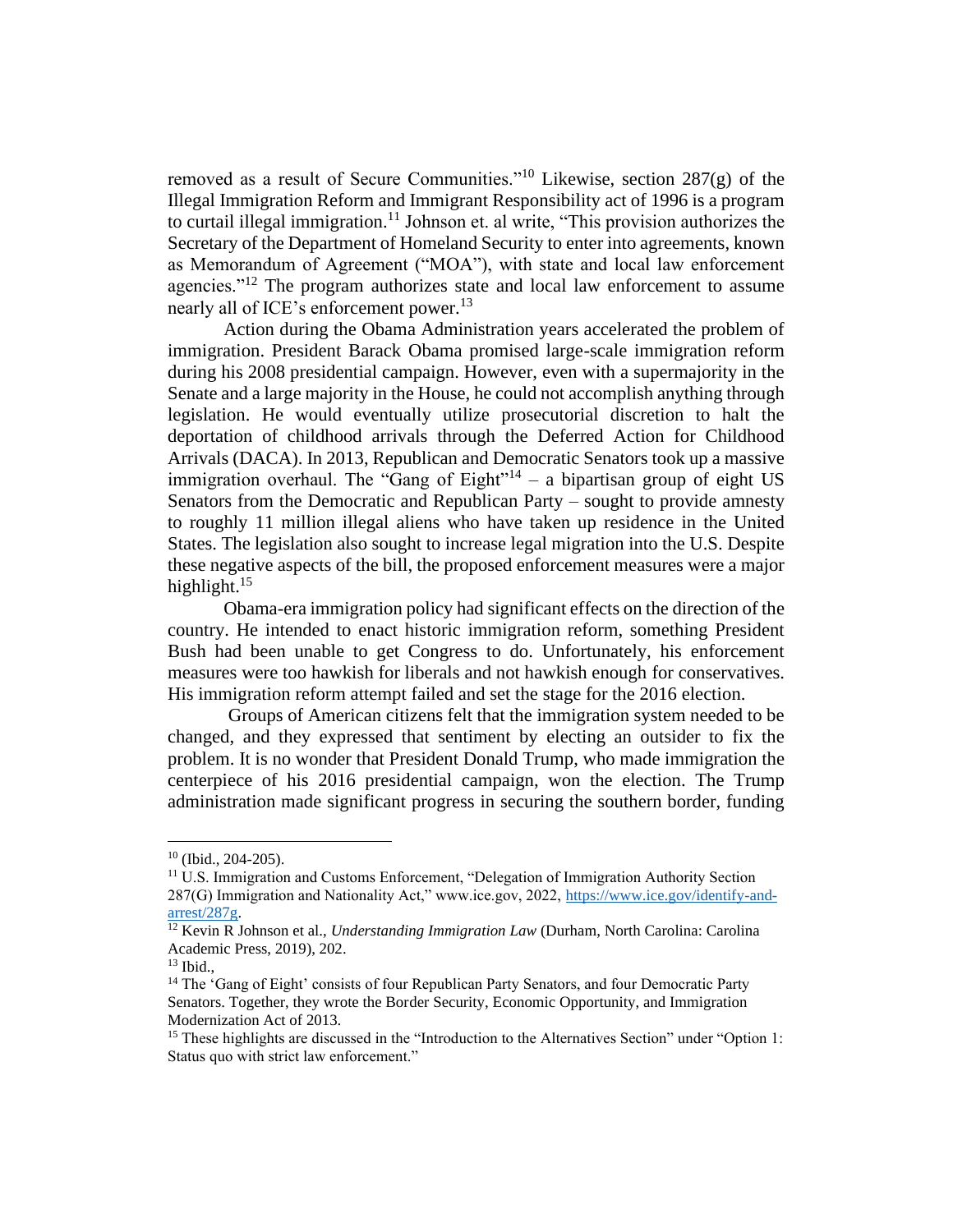removed as a result of Secure Communities."[10] Likewise, section 287(g) of the Illegal Immigration Reform and Immigrant Responsibility act of 1996 is a program to curtail illegal immigration.[11] Johnson et. al write, "This provision authorizes the Secretary of the Department of Homeland Security to enter into agreements, known as Memorandum of Agreement ("MOA"), with state and local law enforcement agencies."[12] The program authorizes state and local law enforcement to assume nearly all of ICE's enforcement power.[13]

Action during the Obama Administration years accelerated the problem of immigration. President Barack Obama promised large-scale immigration reform during his 2008 presidential campaign. However, even with a supermajority in the Senate and a large majority in the House, he could not accomplish anything through legislation. He would eventually utilize prosecutorial discretion to halt the deportation of childhood arrivals through the Deferred Action for Childhood Arrivals (DACA). In 2013, Republican and Democratic Senators took up a massive immigration overhaul. The "Gang of Eight"[14] – a bipartisan group of eight US Senators from the Democratic and Republican Party – sought to provide amnesty to roughly 11 million illegal aliens who have taken up residence in the United States. The legislation also sought to increase legal migration into the U.S. Despite these negative aspects of the bill, the proposed enforcement measures were a major highlight.[15]

Obama-era immigration policy had significant effects on the direction of the country. He intended to enact historic immigration reform, something President Bush had been unable to get Congress to do. Unfortunately, his enforcement measures were too hawkish for liberals and not hawkish enough for conservatives. His immigration reform attempt failed and set the stage for the 2016 election.

Groups of American citizens felt that the immigration system needed to be changed, and they expressed that sentiment by electing an outsider to fix the problem. It is no wonder that President Donald Trump, who made immigration the centerpiece of his 2016 presidential campaign, won the election. The Trump administration made significant progress in securing the southern border, funding

---

[10] (Ibid., 204-205).

[11] U.S. Immigration and Customs Enforcement, "Delegation of Immigration Authority Section 287(G) Immigration and Nationality Act," www.ice.gov, 2022, https://www.ice.gov/identify-and-arrest/287g.

[12] Kevin R Johnson et al., *Understanding Immigration Law* (Durham, North Carolina: Carolina Academic Press, 2019), 202.

[13] Ibid.,

[14] The 'Gang of Eight' consists of four Republican Party Senators, and four Democratic Party Senators. Together, they wrote the Border Security, Economic Opportunity, and Immigration Modernization Act of 2013.

[15] These highlights are discussed in the "Introduction to the Alternatives Section" under "Option 1: Status quo with strict law enforcement."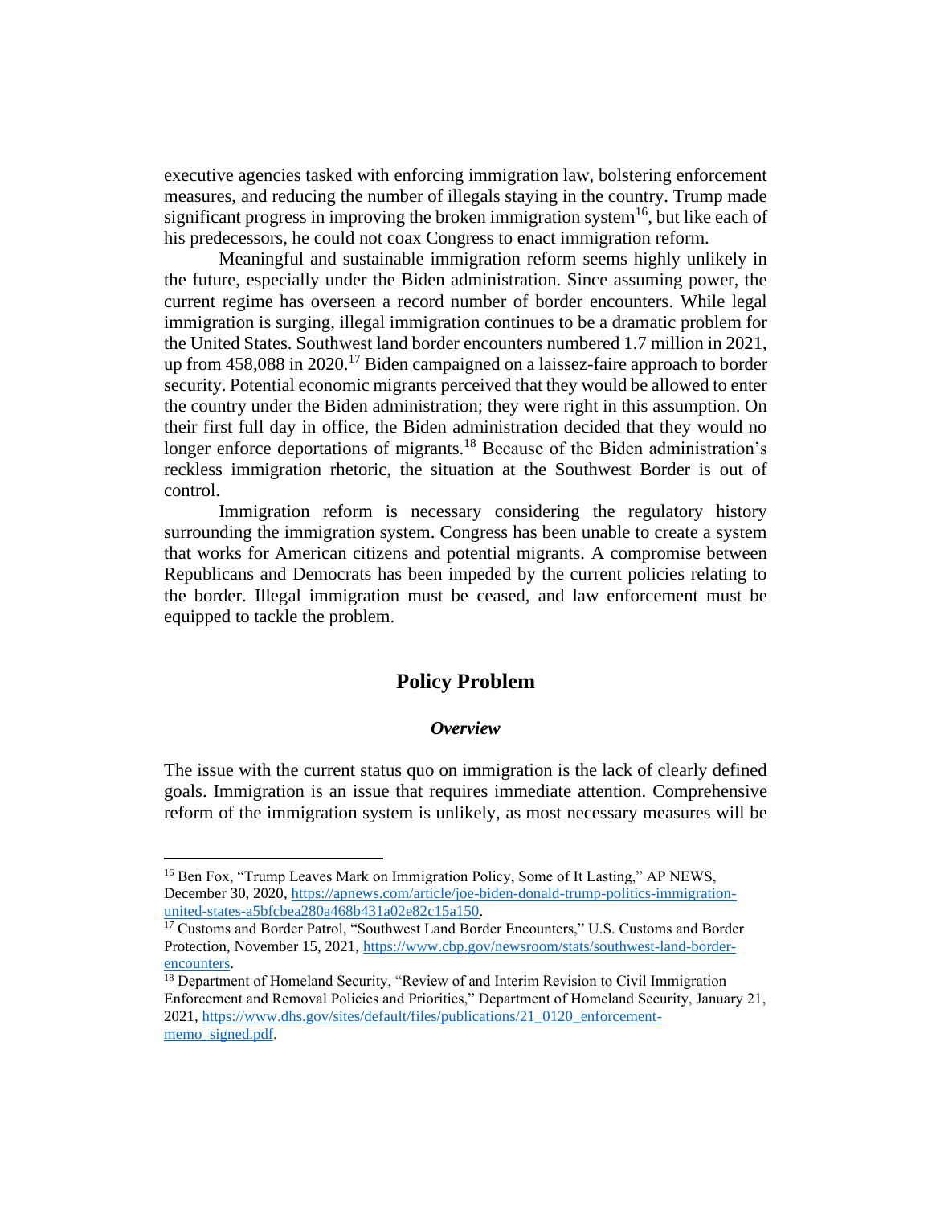executive agencies tasked with enforcing immigration law, bolstering enforcement measures, and reducing the number of illegals staying in the country. Trump made significant progress in improving the broken immigration system[16], but like each of his predecessors, he could not coax Congress to enact immigration reform.

Meaningful and sustainable immigration reform seems highly unlikely in the future, especially under the Biden administration. Since assuming power, the current regime has overseen a record number of border encounters. While legal immigration is surging, illegal immigration continues to be a dramatic problem for the United States. Southwest land border encounters numbered 1.7 million in 2021, up from 458,088 in 2020.[17] Biden campaigned on a laissez-faire approach to border security. Potential economic migrants perceived that they would be allowed to enter the country under the Biden administration; they were right in this assumption. On their first full day in office, the Biden administration decided that they would no longer enforce deportations of migrants.[18] Because of the Biden administration's reckless immigration rhetoric, the situation at the Southwest Border is out of control.

Immigration reform is necessary considering the regulatory history surrounding the immigration system. Congress has been unable to create a system that works for American citizens and potential migrants. A compromise between Republicans and Democrats has been impeded by the current policies relating to the border. Illegal immigration must be ceased, and law enforcement must be equipped to tackle the problem.

## Policy Problem

### *Overview*

The issue with the current status quo on immigration is the lack of clearly defined goals. Immigration is an issue that requires immediate attention. Comprehensive reform of the immigration system is unlikely, as most necessary measures will be

---

[16] Ben Fox, "Trump Leaves Mark on Immigration Policy, Some of It Lasting," AP NEWS, December 30, 2020, https://apnews.com/article/joe-biden-donald-trump-politics-immigration-united-states-a5bfcbea280a468b431a02e82c15a150.

[17] Customs and Border Patrol, "Southwest Land Border Encounters," U.S. Customs and Border Protection, November 15, 2021, https://www.cbp.gov/newsroom/stats/southwest-land-border-encounters.

[18] Department of Homeland Security, "Review of and Interim Revision to Civil Immigration Enforcement and Removal Policies and Priorities," Department of Homeland Security, January 21, 2021, https://www.dhs.gov/sites/default/files/publications/21_0120_enforcement-memo_signed.pdf.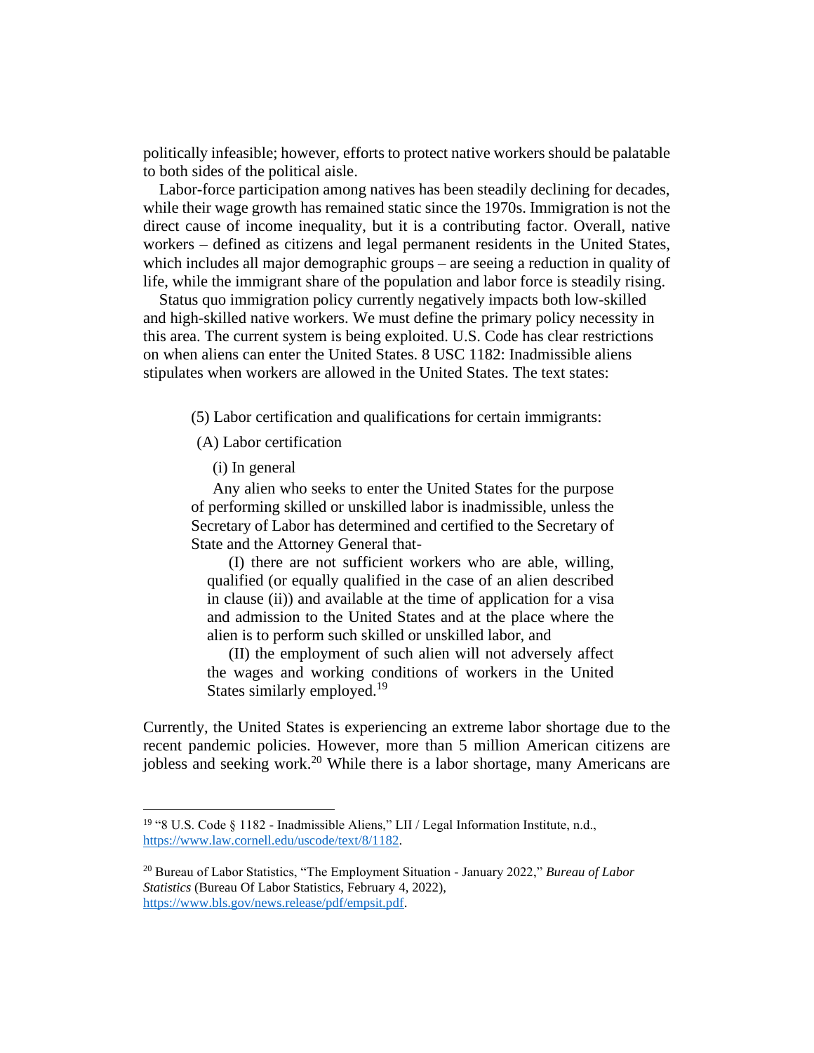politically infeasible; however, efforts to protect native workers should be palatable to both sides of the political aisle.

Labor-force participation among natives has been steadily declining for decades, while their wage growth has remained static since the 1970s. Immigration is not the direct cause of income inequality, but it is a contributing factor. Overall, native workers – defined as citizens and legal permanent residents in the United States, which includes all major demographic groups – are seeing a reduction in quality of life, while the immigrant share of the population and labor force is steadily rising.

Status quo immigration policy currently negatively impacts both low-skilled and high-skilled native workers. We must define the primary policy necessity in this area. The current system is being exploited. U.S. Code has clear restrictions on when aliens can enter the United States. 8 USC 1182: Inadmissible aliens stipulates when workers are allowed in the United States. The text states:

> (5) Labor certification and qualifications for certain immigrants:
>
> (A) Labor certification
>
> (i) In general
>
> Any alien who seeks to enter the United States for the purpose of performing skilled or unskilled labor is inadmissible, unless the Secretary of Labor has determined and certified to the Secretary of State and the Attorney General that-
>
> (I) there are not sufficient workers who are able, willing, qualified (or equally qualified in the case of an alien described in clause (ii)) and available at the time of application for a visa and admission to the United States and at the place where the alien is to perform such skilled or unskilled labor, and
>
> (II) the employment of such alien will not adversely affect the wages and working conditions of workers in the United States similarly employed.[19]

Currently, the United States is experiencing an extreme labor shortage due to the recent pandemic policies. However, more than 5 million American citizens are jobless and seeking work.[20] While there is a labor shortage, many Americans are

---

[19] "8 U.S. Code § 1182 - Inadmissible Aliens," LII / Legal Information Institute, n.d., https://www.law.cornell.edu/uscode/text/8/1182.

[20] Bureau of Labor Statistics, "The Employment Situation - January 2022," *Bureau of Labor Statistics* (Bureau Of Labor Statistics, February 4, 2022), https://www.bls.gov/news.release/pdf/empsit.pdf.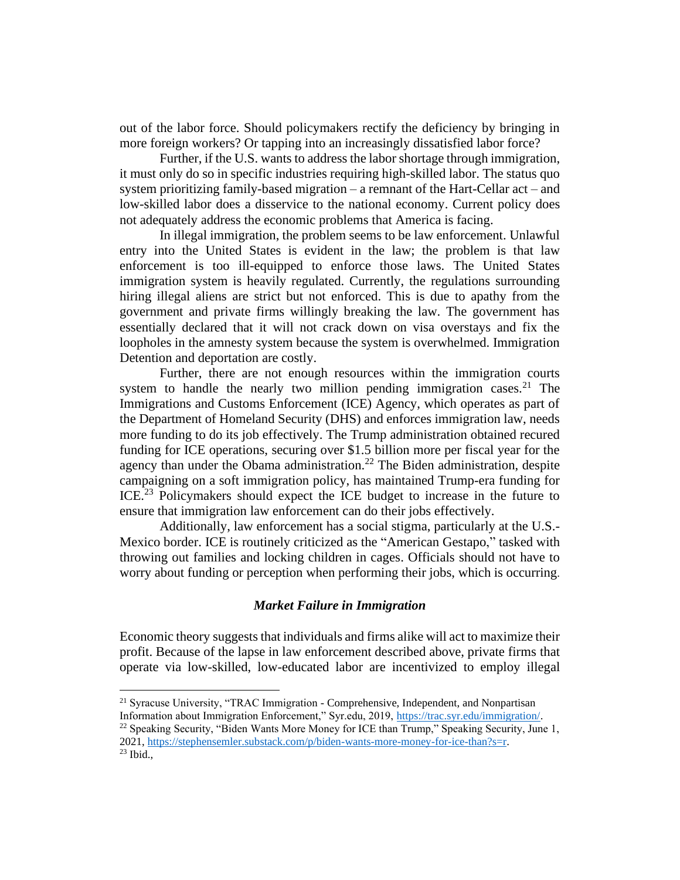out of the labor force. Should policymakers rectify the deficiency by bringing in more foreign workers? Or tapping into an increasingly dissatisfied labor force?

Further, if the U.S. wants to address the labor shortage through immigration, it must only do so in specific industries requiring high-skilled labor. The status quo system prioritizing family-based migration – a remnant of the Hart-Cellar act – and low-skilled labor does a disservice to the national economy. Current policy does not adequately address the economic problems that America is facing.

In illegal immigration, the problem seems to be law enforcement. Unlawful entry into the United States is evident in the law; the problem is that law enforcement is too ill-equipped to enforce those laws. The United States immigration system is heavily regulated. Currently, the regulations surrounding hiring illegal aliens are strict but not enforced. This is due to apathy from the government and private firms willingly breaking the law. The government has essentially declared that it will not crack down on visa overstays and fix the loopholes in the amnesty system because the system is overwhelmed. Immigration Detention and deportation are costly.

Further, there are not enough resources within the immigration courts system to handle the nearly two million pending immigration cases.[21] The Immigrations and Customs Enforcement (ICE) Agency, which operates as part of the Department of Homeland Security (DHS) and enforces immigration law, needs more funding to do its job effectively. The Trump administration obtained recured funding for ICE operations, securing over $1.5 billion more per fiscal year for the agency than under the Obama administration.[22] The Biden administration, despite campaigning on a soft immigration policy, has maintained Trump-era funding for ICE.[23] Policymakers should expect the ICE budget to increase in the future to ensure that immigration law enforcement can do their jobs effectively.

Additionally, law enforcement has a social stigma, particularly at the U.S.-Mexico border. ICE is routinely criticized as the "American Gestapo," tasked with throwing out families and locking children in cages. Officials should not have to worry about funding or perception when performing their jobs, which is occurring.

### *Market Failure in Immigration*

Economic theory suggests that individuals and firms alike will act to maximize their profit. Because of the lapse in law enforcement described above, private firms that operate via low-skilled, low-educated labor are incentivized to employ illegal

---

[21] Syracuse University, "TRAC Immigration - Comprehensive, Independent, and Nonpartisan Information about Immigration Enforcement," Syr.edu, 2019, https://trac.syr.edu/immigration/.

[22] Speaking Security, "Biden Wants More Money for ICE than Trump," Speaking Security, June 1, 2021, https://stephensemler.substack.com/p/biden-wants-more-money-for-ice-than?s=r.

[23] Ibid.,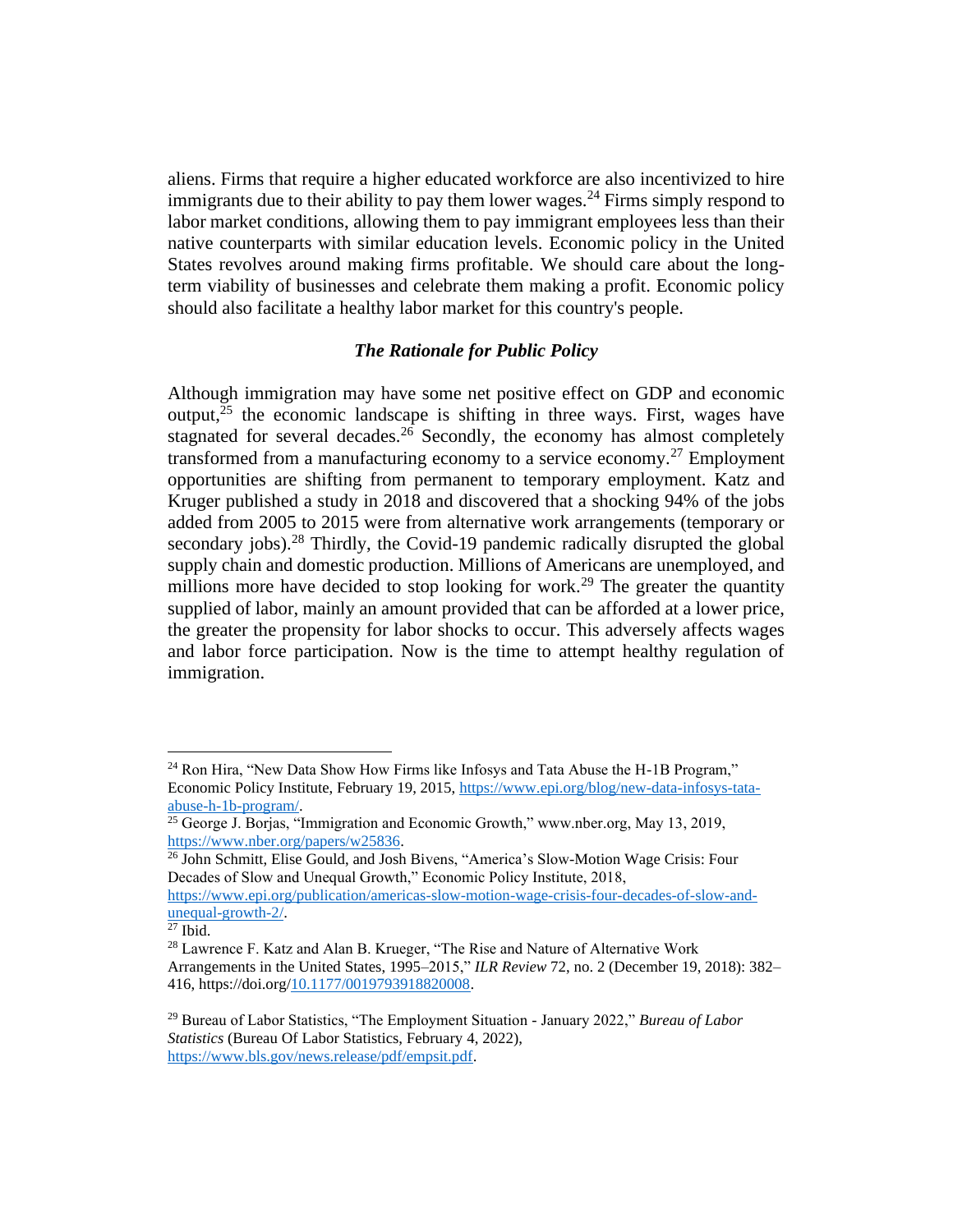aliens. Firms that require a higher educated workforce are also incentivized to hire immigrants due to their ability to pay them lower wages.[24] Firms simply respond to labor market conditions, allowing them to pay immigrant employees less than their native counterparts with similar education levels. Economic policy in the United States revolves around making firms profitable. We should care about the long-term viability of businesses and celebrate them making a profit. Economic policy should also facilitate a healthy labor market for this country's people.

### *The Rationale for Public Policy*

Although immigration may have some net positive effect on GDP and economic output,[25] the economic landscape is shifting in three ways. First, wages have stagnated for several decades.[26] Secondly, the economy has almost completely transformed from a manufacturing economy to a service economy.[27] Employment opportunities are shifting from permanent to temporary employment. Katz and Kruger published a study in 2018 and discovered that a shocking 94% of the jobs added from 2005 to 2015 were from alternative work arrangements (temporary or secondary jobs).[28] Thirdly, the Covid-19 pandemic radically disrupted the global supply chain and domestic production. Millions of Americans are unemployed, and millions more have decided to stop looking for work.[29] The greater the quantity supplied of labor, mainly an amount provided that can be afforded at a lower price, the greater the propensity for labor shocks to occur. This adversely affects wages and labor force participation. Now is the time to attempt healthy regulation of immigration.

---

[24] Ron Hira, "New Data Show How Firms like Infosys and Tata Abuse the H-1B Program," Economic Policy Institute, February 19, 2015, https://www.epi.org/blog/new-data-infosys-tata-abuse-h-1b-program/.

[25] George J. Borjas, "Immigration and Economic Growth," www.nber.org, May 13, 2019, https://www.nber.org/papers/w25836.

[26] John Schmitt, Elise Gould, and Josh Bivens, "America's Slow-Motion Wage Crisis: Four Decades of Slow and Unequal Growth," Economic Policy Institute, 2018, https://www.epi.org/publication/americas-slow-motion-wage-crisis-four-decades-of-slow-and-unequal-growth-2/.

[27] Ibid.

[28] Lawrence F. Katz and Alan B. Krueger, "The Rise and Nature of Alternative Work Arrangements in the United States, 1995–2015," *ILR Review* 72, no. 2 (December 19, 2018): 382–416, https://doi.org/10.1177/0019793918820008.

[29] Bureau of Labor Statistics, "The Employment Situation - January 2022," *Bureau of Labor Statistics* (Bureau Of Labor Statistics, February 4, 2022), https://www.bls.gov/news.release/pdf/empsit.pdf.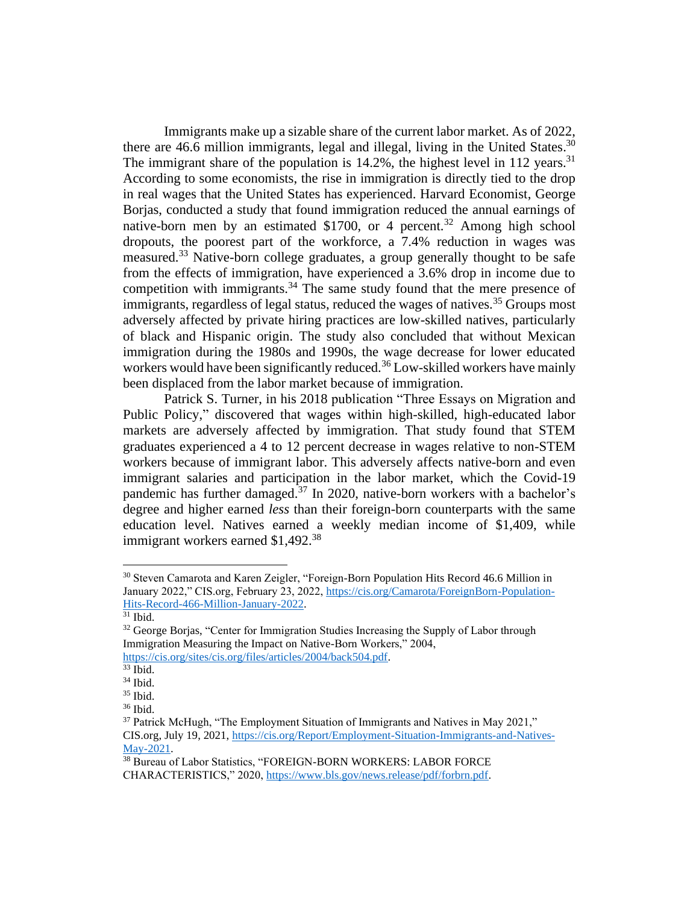Immigrants make up a sizable share of the current labor market. As of 2022, there are 46.6 million immigrants, legal and illegal, living in the United States.[30] The immigrant share of the population is 14.2%, the highest level in 112 years.[31] According to some economists, the rise in immigration is directly tied to the drop in real wages that the United States has experienced. Harvard Economist, George Borjas, conducted a study that found immigration reduced the annual earnings of native-born men by an estimated $1700, or 4 percent.[32] Among high school dropouts, the poorest part of the workforce, a 7.4% reduction in wages was measured.[33] Native-born college graduates, a group generally thought to be safe from the effects of immigration, have experienced a 3.6% drop in income due to competition with immigrants.[34] The same study found that the mere presence of immigrants, regardless of legal status, reduced the wages of natives.[35] Groups most adversely affected by private hiring practices are low-skilled natives, particularly of black and Hispanic origin. The study also concluded that without Mexican immigration during the 1980s and 1990s, the wage decrease for lower educated workers would have been significantly reduced.[36] Low-skilled workers have mainly been displaced from the labor market because of immigration.

Patrick S. Turner, in his 2018 publication "Three Essays on Migration and Public Policy," discovered that wages within high-skilled, high-educated labor markets are adversely affected by immigration. That study found that STEM graduates experienced a 4 to 12 percent decrease in wages relative to non-STEM workers because of immigrant labor. This adversely affects native-born and even immigrant salaries and participation in the labor market, which the Covid-19 pandemic has further damaged.[37] In 2020, native-born workers with a bachelor's degree and higher earned *less* than their foreign-born counterparts with the same education level. Natives earned a weekly median income of $1,409, while immigrant workers earned $1,492.[38]

---

[30] Steven Camarota and Karen Zeigler, "Foreign-Born Population Hits Record 46.6 Million in January 2022," CIS.org, February 23, 2022, https://cis.org/Camarota/ForeignBorn-Population-Hits-Record-466-Million-January-2022.

[31] Ibid.

[32] George Borjas, "Center for Immigration Studies Increasing the Supply of Labor through Immigration Measuring the Impact on Native-Born Workers," 2004, https://cis.org/sites/cis.org/files/articles/2004/back504.pdf.

[33] Ibid.

[34] Ibid.

[35] Ibid.

[36] Ibid.

[37] Patrick McHugh, "The Employment Situation of Immigrants and Natives in May 2021," CIS.org, July 19, 2021, https://cis.org/Report/Employment-Situation-Immigrants-and-Natives-May-2021.

[38] Bureau of Labor Statistics, "FOREIGN-BORN WORKERS: LABOR FORCE CHARACTERISTICS," 2020, https://www.bls.gov/news.release/pdf/forbrn.pdf.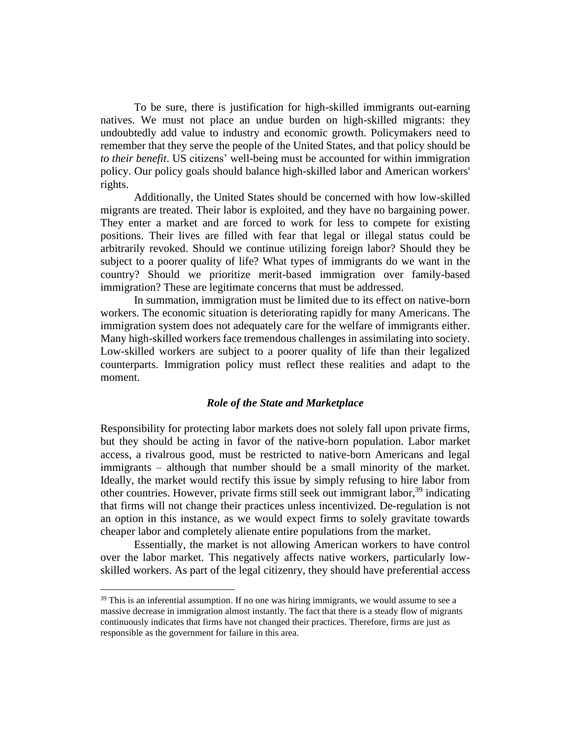To be sure, there is justification for high-skilled immigrants out-earning natives. We must not place an undue burden on high-skilled migrants: they undoubtedly add value to industry and economic growth. Policymakers need to remember that they serve the people of the United States, and that policy should be *to their benefit*. US citizens' well-being must be accounted for within immigration policy. Our policy goals should balance high-skilled labor and American workers' rights.

Additionally, the United States should be concerned with how low-skilled migrants are treated. Their labor is exploited, and they have no bargaining power. They enter a market and are forced to work for less to compete for existing positions. Their lives are filled with fear that legal or illegal status could be arbitrarily revoked. Should we continue utilizing foreign labor? Should they be subject to a poorer quality of life? What types of immigrants do we want in the country? Should we prioritize merit-based immigration over family-based immigration? These are legitimate concerns that must be addressed.

In summation, immigration must be limited due to its effect on native-born workers. The economic situation is deteriorating rapidly for many Americans. The immigration system does not adequately care for the welfare of immigrants either. Many high-skilled workers face tremendous challenges in assimilating into society. Low-skilled workers are subject to a poorer quality of life than their legalized counterparts. Immigration policy must reflect these realities and adapt to the moment.

### *Role of the State and Marketplace*

Responsibility for protecting labor markets does not solely fall upon private firms, but they should be acting in favor of the native-born population. Labor market access, a rivalrous good, must be restricted to native-born Americans and legal immigrants – although that number should be a small minority of the market. Ideally, the market would rectify this issue by simply refusing to hire labor from other countries. However, private firms still seek out immigrant labor,[39] indicating that firms will not change their practices unless incentivized. De-regulation is not an option in this instance, as we would expect firms to solely gravitate towards cheaper labor and completely alienate entire populations from the market.

Essentially, the market is not allowing American workers to have control over the labor market. This negatively affects native workers, particularly low-skilled workers. As part of the legal citizenry, they should have preferential access

[39] This is an inferential assumption. If no one was hiring immigrants, we would assume to see a massive decrease in immigration almost instantly. The fact that there is a steady flow of migrants continuously indicates that firms have not changed their practices. Therefore, firms are just as responsible as the government for failure in this area.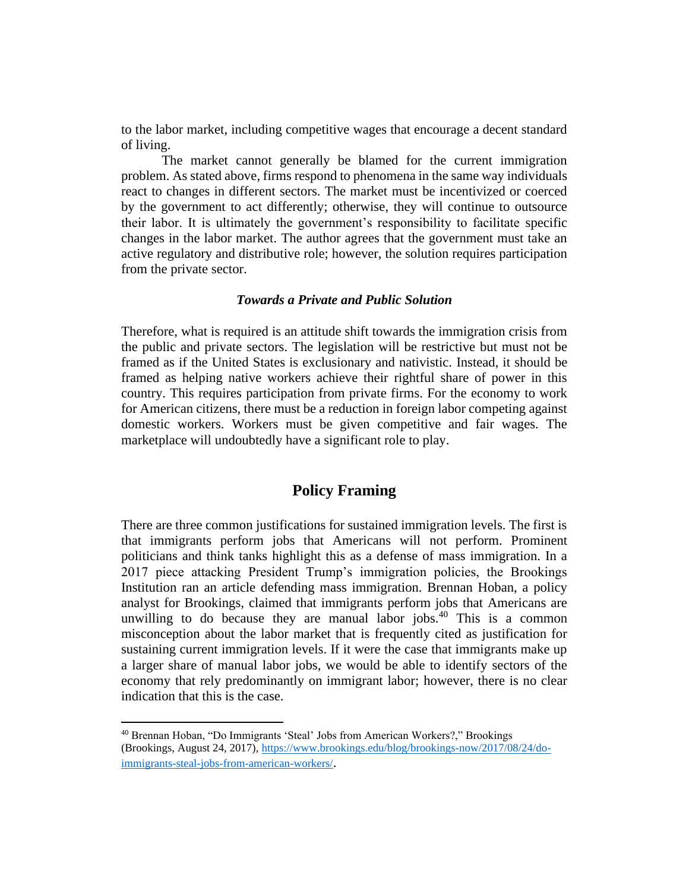to the labor market, including competitive wages that encourage a decent standard of living.

The market cannot generally be blamed for the current immigration problem. As stated above, firms respond to phenomena in the same way individuals react to changes in different sectors. The market must be incentivized or coerced by the government to act differently; otherwise, they will continue to outsource their labor. It is ultimately the government's responsibility to facilitate specific changes in the labor market. The author agrees that the government must take an active regulatory and distributive role; however, the solution requires participation from the private sector.

### *Towards a Private and Public Solution*

Therefore, what is required is an attitude shift towards the immigration crisis from the public and private sectors. The legislation will be restrictive but must not be framed as if the United States is exclusionary and nativistic. Instead, it should be framed as helping native workers achieve their rightful share of power in this country. This requires participation from private firms. For the economy to work for American citizens, there must be a reduction in foreign labor competing against domestic workers. Workers must be given competitive and fair wages. The marketplace will undoubtedly have a significant role to play.

## Policy Framing

There are three common justifications for sustained immigration levels. The first is that immigrants perform jobs that Americans will not perform. Prominent politicians and think tanks highlight this as a defense of mass immigration. In a 2017 piece attacking President Trump's immigration policies, the Brookings Institution ran an article defending mass immigration. Brennan Hoban, a policy analyst for Brookings, claimed that immigrants perform jobs that Americans are unwilling to do because they are manual labor jobs.[40] This is a common misconception about the labor market that is frequently cited as justification for sustaining current immigration levels. If it were the case that immigrants make up a larger share of manual labor jobs, we would be able to identify sectors of the economy that rely predominantly on immigrant labor; however, there is no clear indication that this is the case.

---

[40] Brennan Hoban, "Do Immigrants 'Steal' Jobs from American Workers?," Brookings (Brookings, August 24, 2017), https://www.brookings.edu/blog/brookings-now/2017/08/24/do-immigrants-steal-jobs-from-american-workers/.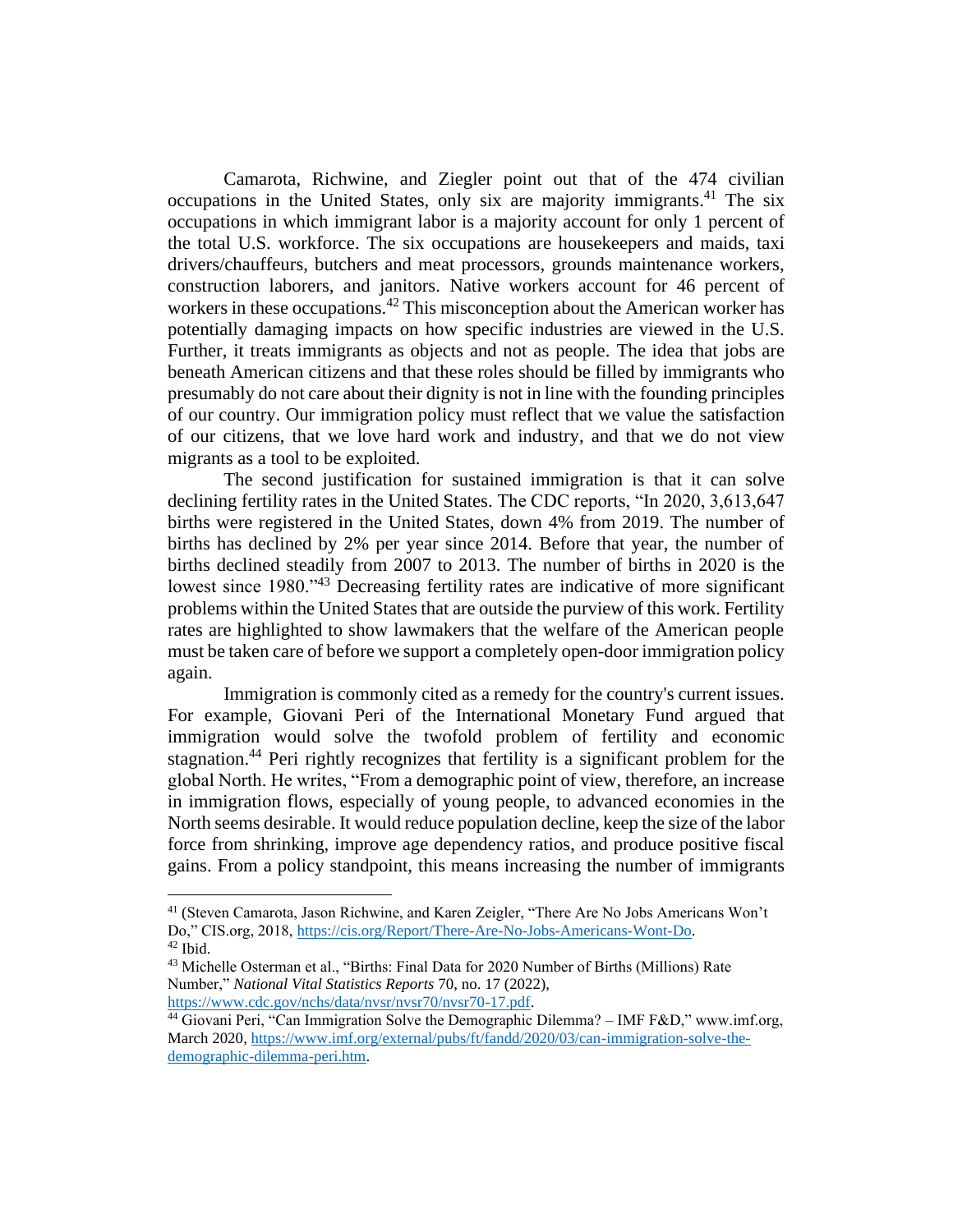Camarota, Richwine, and Ziegler point out that of the 474 civilian occupations in the United States, only six are majority immigrants.[41] The six occupations in which immigrant labor is a majority account for only 1 percent of the total U.S. workforce. The six occupations are housekeepers and maids, taxi drivers/chauffeurs, butchers and meat processors, grounds maintenance workers, construction laborers, and janitors. Native workers account for 46 percent of workers in these occupations.[42] This misconception about the American worker has potentially damaging impacts on how specific industries are viewed in the U.S. Further, it treats immigrants as objects and not as people. The idea that jobs are beneath American citizens and that these roles should be filled by immigrants who presumably do not care about their dignity is not in line with the founding principles of our country. Our immigration policy must reflect that we value the satisfaction of our citizens, that we love hard work and industry, and that we do not view migrants as a tool to be exploited.

The second justification for sustained immigration is that it can solve declining fertility rates in the United States. The CDC reports, "In 2020, 3,613,647 births were registered in the United States, down 4% from 2019. The number of births has declined by 2% per year since 2014. Before that year, the number of births declined steadily from 2007 to 2013. The number of births in 2020 is the lowest since 1980."[43] Decreasing fertility rates are indicative of more significant problems within the United States that are outside the purview of this work. Fertility rates are highlighted to show lawmakers that the welfare of the American people must be taken care of before we support a completely open-door immigration policy again.

Immigration is commonly cited as a remedy for the country's current issues. For example, Giovani Peri of the International Monetary Fund argued that immigration would solve the twofold problem of fertility and economic stagnation.[44] Peri rightly recognizes that fertility is a significant problem for the global North. He writes, "From a demographic point of view, therefore, an increase in immigration flows, especially of young people, to advanced economies in the North seems desirable. It would reduce population decline, keep the size of the labor force from shrinking, improve age dependency ratios, and produce positive fiscal gains. From a policy standpoint, this means increasing the number of immigrants

---

[41] (Steven Camarota, Jason Richwine, and Karen Zeigler, "There Are No Jobs Americans Won't Do," CIS.org, 2018, https://cis.org/Report/There-Are-No-Jobs-Americans-Wont-Do.

[42] Ibid.

[43] Michelle Osterman et al., "Births: Final Data for 2020 Number of Births (Millions) Rate Number," *National Vital Statistics Reports* 70, no. 17 (2022), https://www.cdc.gov/nchs/data/nvsr/nvsr70/nvsr70-17.pdf.

[44] Giovani Peri, "Can Immigration Solve the Demographic Dilemma? – IMF F&D," www.imf.org, March 2020, https://www.imf.org/external/pubs/ft/fandd/2020/03/can-immigration-solve-the-demographic-dilemma-peri.htm.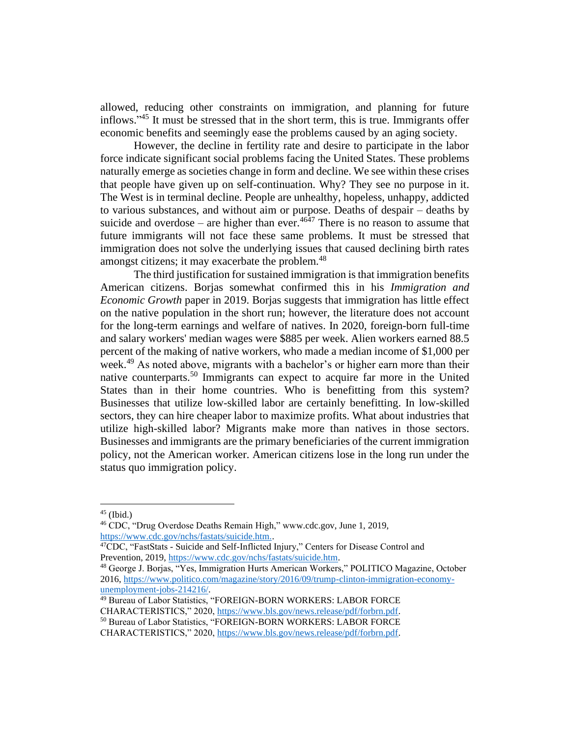allowed, reducing other constraints on immigration, and planning for future inflows."[45] It must be stressed that in the short term, this is true. Immigrants offer economic benefits and seemingly ease the problems caused by an aging society.

However, the decline in fertility rate and desire to participate in the labor force indicate significant social problems facing the United States. These problems naturally emerge as societies change in form and decline. We see within these crises that people have given up on self-continuation. Why? They see no purpose in it. The West is in terminal decline. People are unhealthy, hopeless, unhappy, addicted to various substances, and without aim or purpose. Deaths of despair – deaths by suicide and overdose – are higher than ever.[46][47] There is no reason to assume that future immigrants will not face these same problems. It must be stressed that immigration does not solve the underlying issues that caused declining birth rates amongst citizens; it may exacerbate the problem.[48]

The third justification for sustained immigration is that immigration benefits American citizens. Borjas somewhat confirmed this in his *Immigration and Economic Growth* paper in 2019. Borjas suggests that immigration has little effect on the native population in the short run; however, the literature does not account for the long-term earnings and welfare of natives. In 2020, foreign-born full-time and salary workers' median wages were $885 per week. Alien workers earned 88.5 percent of the making of native workers, who made a median income of $1,000 per week.[49] As noted above, migrants with a bachelor's or higher earn more than their native counterparts.[50] Immigrants can expect to acquire far more in the United States than in their home countries. Who is benefitting from this system? Businesses that utilize low-skilled labor are certainly benefitting. In low-skilled sectors, they can hire cheaper labor to maximize profits. What about industries that utilize high-skilled labor? Migrants make more than natives in those sectors. Businesses and immigrants are the primary beneficiaries of the current immigration policy, not the American worker. American citizens lose in the long run under the status quo immigration policy.

---

[45] (Ibid.)

[46] CDC, "Drug Overdose Deaths Remain High," www.cdc.gov, June 1, 2019, https://www.cdc.gov/nchs/fastats/suicide.htm..

[47] CDC, "FastStats - Suicide and Self-Inflicted Injury," Centers for Disease Control and Prevention, 2019, https://www.cdc.gov/nchs/fastats/suicide.htm.

[48] George J. Borjas, "Yes, Immigration Hurts American Workers," POLITICO Magazine, October 2016, https://www.politico.com/magazine/story/2016/09/trump-clinton-immigration-economy-unemployment-jobs-214216/.

[49] Bureau of Labor Statistics, "FOREIGN-BORN WORKERS: LABOR FORCE CHARACTERISTICS," 2020, https://www.bls.gov/news.release/pdf/forbrn.pdf.

[50] Bureau of Labor Statistics, "FOREIGN-BORN WORKERS: LABOR FORCE CHARACTERISTICS," 2020, https://www.bls.gov/news.release/pdf/forbrn.pdf.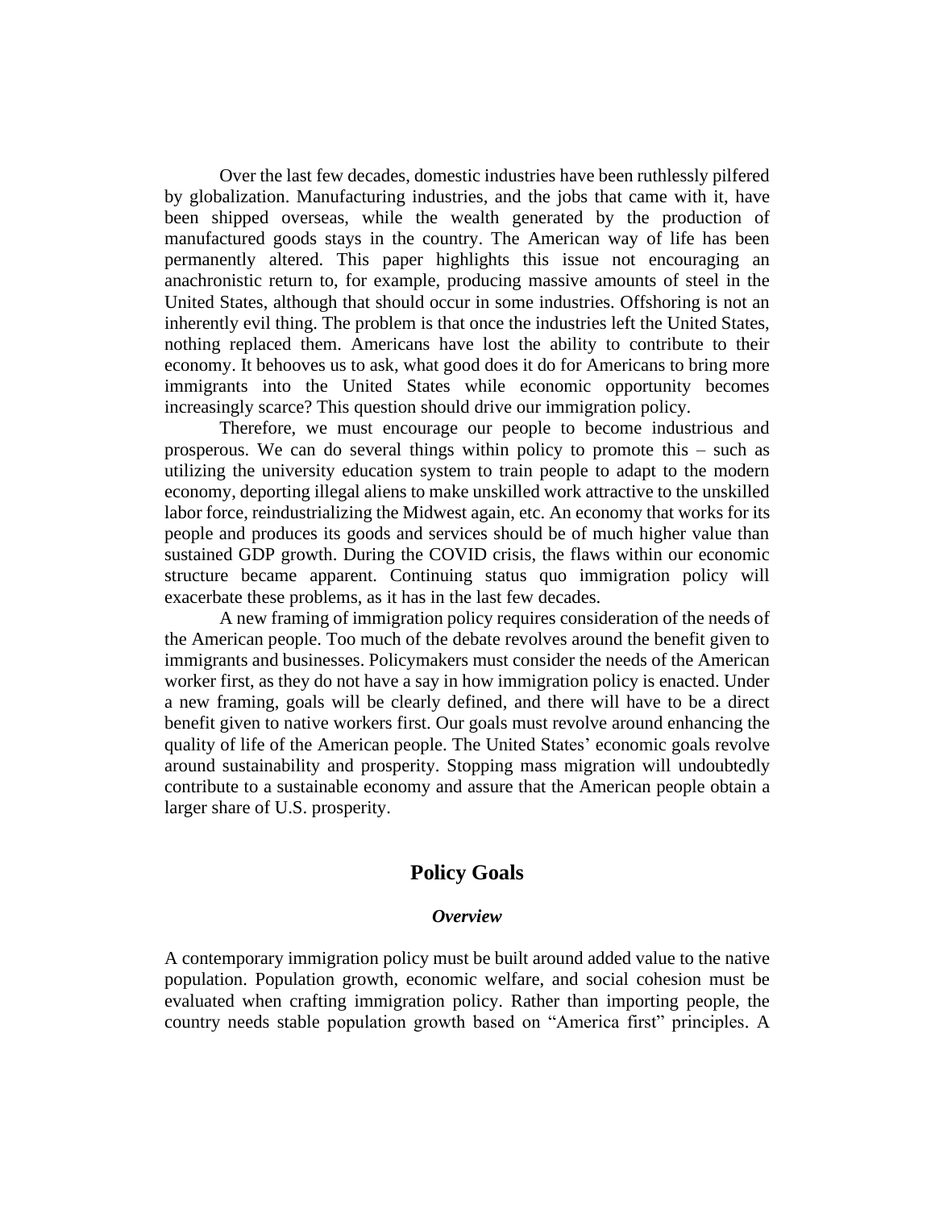Over the last few decades, domestic industries have been ruthlessly pilfered by globalization. Manufacturing industries, and the jobs that came with it, have been shipped overseas, while the wealth generated by the production of manufactured goods stays in the country. The American way of life has been permanently altered. This paper highlights this issue not encouraging an anachronistic return to, for example, producing massive amounts of steel in the United States, although that should occur in some industries. Offshoring is not an inherently evil thing. The problem is that once the industries left the United States, nothing replaced them. Americans have lost the ability to contribute to their economy. It behooves us to ask, what good does it do for Americans to bring more immigrants into the United States while economic opportunity becomes increasingly scarce? This question should drive our immigration policy.

Therefore, we must encourage our people to become industrious and prosperous. We can do several things within policy to promote this – such as utilizing the university education system to train people to adapt to the modern economy, deporting illegal aliens to make unskilled work attractive to the unskilled labor force, reindustrializing the Midwest again, etc. An economy that works for its people and produces its goods and services should be of much higher value than sustained GDP growth. During the COVID crisis, the flaws within our economic structure became apparent. Continuing status quo immigration policy will exacerbate these problems, as it has in the last few decades.

A new framing of immigration policy requires consideration of the needs of the American people. Too much of the debate revolves around the benefit given to immigrants and businesses. Policymakers must consider the needs of the American worker first, as they do not have a say in how immigration policy is enacted. Under a new framing, goals will be clearly defined, and there will have to be a direct benefit given to native workers first. Our goals must revolve around enhancing the quality of life of the American people. The United States' economic goals revolve around sustainability and prosperity. Stopping mass migration will undoubtedly contribute to a sustainable economy and assure that the American people obtain a larger share of U.S. prosperity.

## Policy Goals

### *Overview*

A contemporary immigration policy must be built around added value to the native population. Population growth, economic welfare, and social cohesion must be evaluated when crafting immigration policy. Rather than importing people, the country needs stable population growth based on "America first" principles. A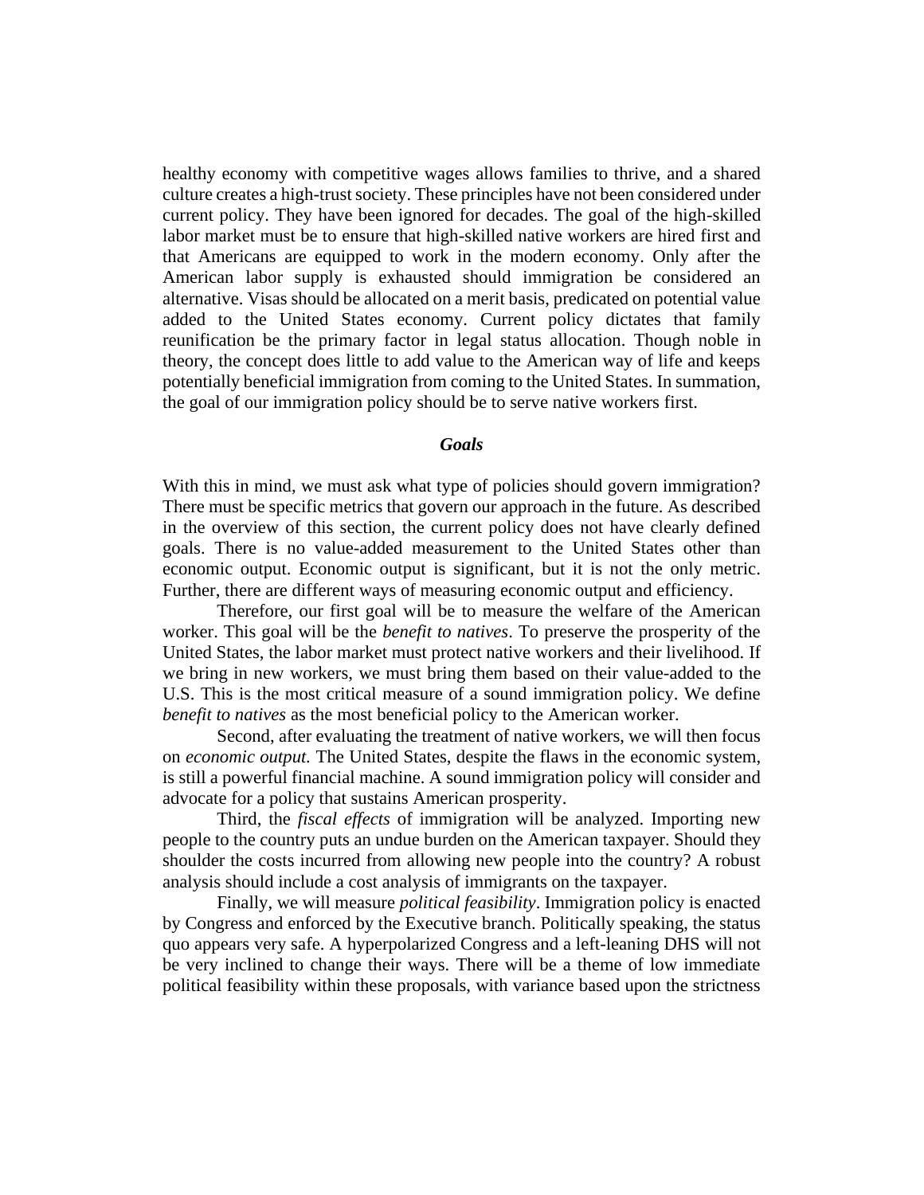healthy economy with competitive wages allows families to thrive, and a shared culture creates a high-trust society. These principles have not been considered under current policy. They have been ignored for decades. The goal of the high-skilled labor market must be to ensure that high-skilled native workers are hired first and that Americans are equipped to work in the modern economy. Only after the American labor supply is exhausted should immigration be considered an alternative. Visas should be allocated on a merit basis, predicated on potential value added to the United States economy. Current policy dictates that family reunification be the primary factor in legal status allocation. Though noble in theory, the concept does little to add value to the American way of life and keeps potentially beneficial immigration from coming to the United States. In summation, the goal of our immigration policy should be to serve native workers first.

### *Goals*

With this in mind, we must ask what type of policies should govern immigration? There must be specific metrics that govern our approach in the future. As described in the overview of this section, the current policy does not have clearly defined goals. There is no value-added measurement to the United States other than economic output. Economic output is significant, but it is not the only metric. Further, there are different ways of measuring economic output and efficiency.

Therefore, our first goal will be to measure the welfare of the American worker. This goal will be the *benefit to natives*. To preserve the prosperity of the United States, the labor market must protect native workers and their livelihood. If we bring in new workers, we must bring them based on their value-added to the U.S. This is the most critical measure of a sound immigration policy. We define *benefit to natives* as the most beneficial policy to the American worker.

Second, after evaluating the treatment of native workers, we will then focus on *economic output.* The United States, despite the flaws in the economic system, is still a powerful financial machine. A sound immigration policy will consider and advocate for a policy that sustains American prosperity.

Third, the *fiscal effects* of immigration will be analyzed. Importing new people to the country puts an undue burden on the American taxpayer. Should they shoulder the costs incurred from allowing new people into the country? A robust analysis should include a cost analysis of immigrants on the taxpayer.

Finally, we will measure *political feasibility*. Immigration policy is enacted by Congress and enforced by the Executive branch. Politically speaking, the status quo appears very safe. A hyperpolarized Congress and a left-leaning DHS will not be very inclined to change their ways. There will be a theme of low immediate political feasibility within these proposals, with variance based upon the strictness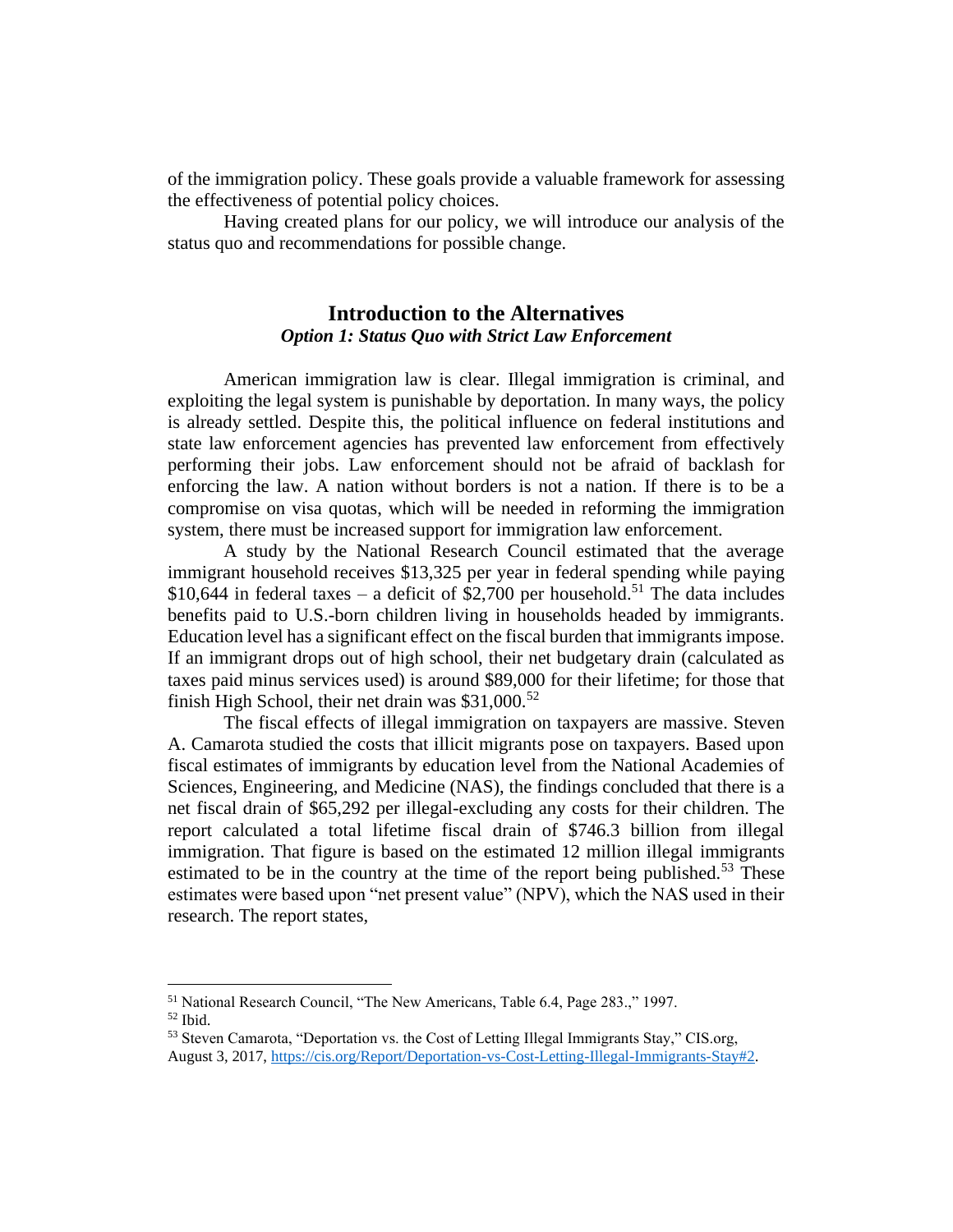of the immigration policy. These goals provide a valuable framework for assessing the effectiveness of potential policy choices.

Having created plans for our policy, we will introduce our analysis of the status quo and recommendations for possible change.

## Introduction to the Alternatives

### *Option 1: Status Quo with Strict Law Enforcement*

American immigration law is clear. Illegal immigration is criminal, and exploiting the legal system is punishable by deportation. In many ways, the policy is already settled. Despite this, the political influence on federal institutions and state law enforcement agencies has prevented law enforcement from effectively performing their jobs. Law enforcement should not be afraid of backlash for enforcing the law. A nation without borders is not a nation. If there is to be a compromise on visa quotas, which will be needed in reforming the immigration system, there must be increased support for immigration law enforcement.

A study by the National Research Council estimated that the average immigrant household receives $13,325 per year in federal spending while paying $10,644 in federal taxes – a deficit of $2,700 per household.[51] The data includes benefits paid to U.S.-born children living in households headed by immigrants. Education level has a significant effect on the fiscal burden that immigrants impose. If an immigrant drops out of high school, their net budgetary drain (calculated as taxes paid minus services used) is around $89,000 for their lifetime; for those that finish High School, their net drain was $31,000.[52]

The fiscal effects of illegal immigration on taxpayers are massive. Steven A. Camarota studied the costs that illicit migrants pose on taxpayers. Based upon fiscal estimates of immigrants by education level from the National Academies of Sciences, Engineering, and Medicine (NAS), the findings concluded that there is a net fiscal drain of $65,292 per illegal-excluding any costs for their children. The report calculated a total lifetime fiscal drain of $746.3 billion from illegal immigration. That figure is based on the estimated 12 million illegal immigrants estimated to be in the country at the time of the report being published.[53] These estimates were based upon "net present value" (NPV), which the NAS used in their research. The report states,

---

[51] National Research Council, "The New Americans, Table 6.4, Page 283.," 1997.

[52] Ibid.

[53] Steven Camarota, "Deportation vs. the Cost of Letting Illegal Immigrants Stay," CIS.org, August 3, 2017, https://cis.org/Report/Deportation-vs-Cost-Letting-Illegal-Immigrants-Stay#2.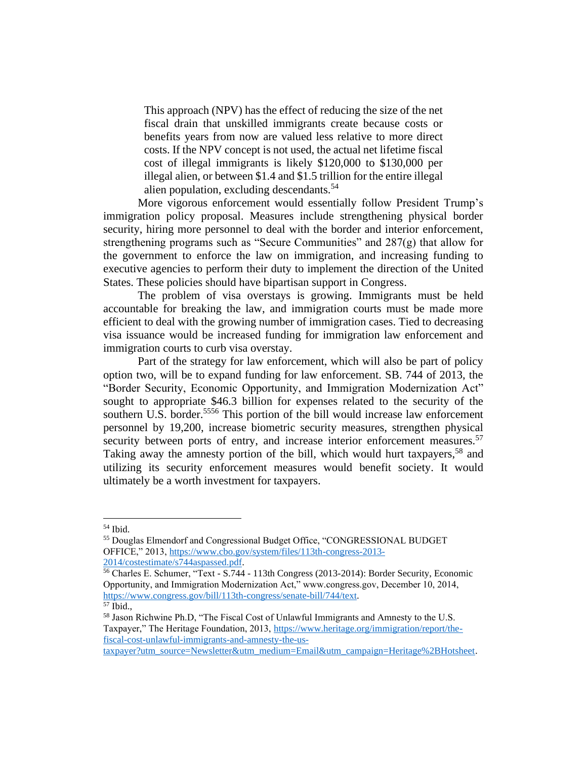> This approach (NPV) has the effect of reducing the size of the net fiscal drain that unskilled immigrants create because costs or benefits years from now are valued less relative to more direct costs. If the NPV concept is not used, the actual net lifetime fiscal cost of illegal immigrants is likely $120,000 to $130,000 per illegal alien, or between $1.4 and $1.5 trillion for the entire illegal alien population, excluding descendants.[54]

More vigorous enforcement would essentially follow President Trump's immigration policy proposal. Measures include strengthening physical border security, hiring more personnel to deal with the border and interior enforcement, strengthening programs such as "Secure Communities" and 287(g) that allow for the government to enforce the law on immigration, and increasing funding to executive agencies to perform their duty to implement the direction of the United States. These policies should have bipartisan support in Congress.

The problem of visa overstays is growing. Immigrants must be held accountable for breaking the law, and immigration courts must be made more efficient to deal with the growing number of immigration cases. Tied to decreasing visa issuance would be increased funding for immigration law enforcement and immigration courts to curb visa overstay.

Part of the strategy for law enforcement, which will also be part of policy option two, will be to expand funding for law enforcement. SB. 744 of 2013, the "Border Security, Economic Opportunity, and Immigration Modernization Act" sought to appropriate $46.3 billion for expenses related to the security of the southern U.S. border.[55][56] This portion of the bill would increase law enforcement personnel by 19,200, increase biometric security measures, strengthen physical security between ports of entry, and increase interior enforcement measures.[57] Taking away the amnesty portion of the bill, which would hurt taxpayers,[58] and utilizing its security enforcement measures would benefit society. It would ultimately be a worth investment for taxpayers.

---

[54] Ibid.

[55] Douglas Elmendorf and Congressional Budget Office, "CONGRESSIONAL BUDGET OFFICE," 2013, https://www.cbo.gov/system/files/113th-congress-2013-2014/costestimate/s744aspassed.pdf.

[56] Charles E. Schumer, "Text - S.744 - 113th Congress (2013-2014): Border Security, Economic Opportunity, and Immigration Modernization Act," www.congress.gov, December 10, 2014, https://www.congress.gov/bill/113th-congress/senate-bill/744/text.

[57] Ibid.,

[58] Jason Richwine Ph.D, "The Fiscal Cost of Unlawful Immigrants and Amnesty to the U.S. Taxpayer," The Heritage Foundation, 2013, https://www.heritage.org/immigration/report/the-fiscal-cost-unlawful-immigrants-and-amnesty-the-us-taxpayer?utm_source=Newsletter&utm_medium=Email&utm_campaign=Heritage%2BHotsheet.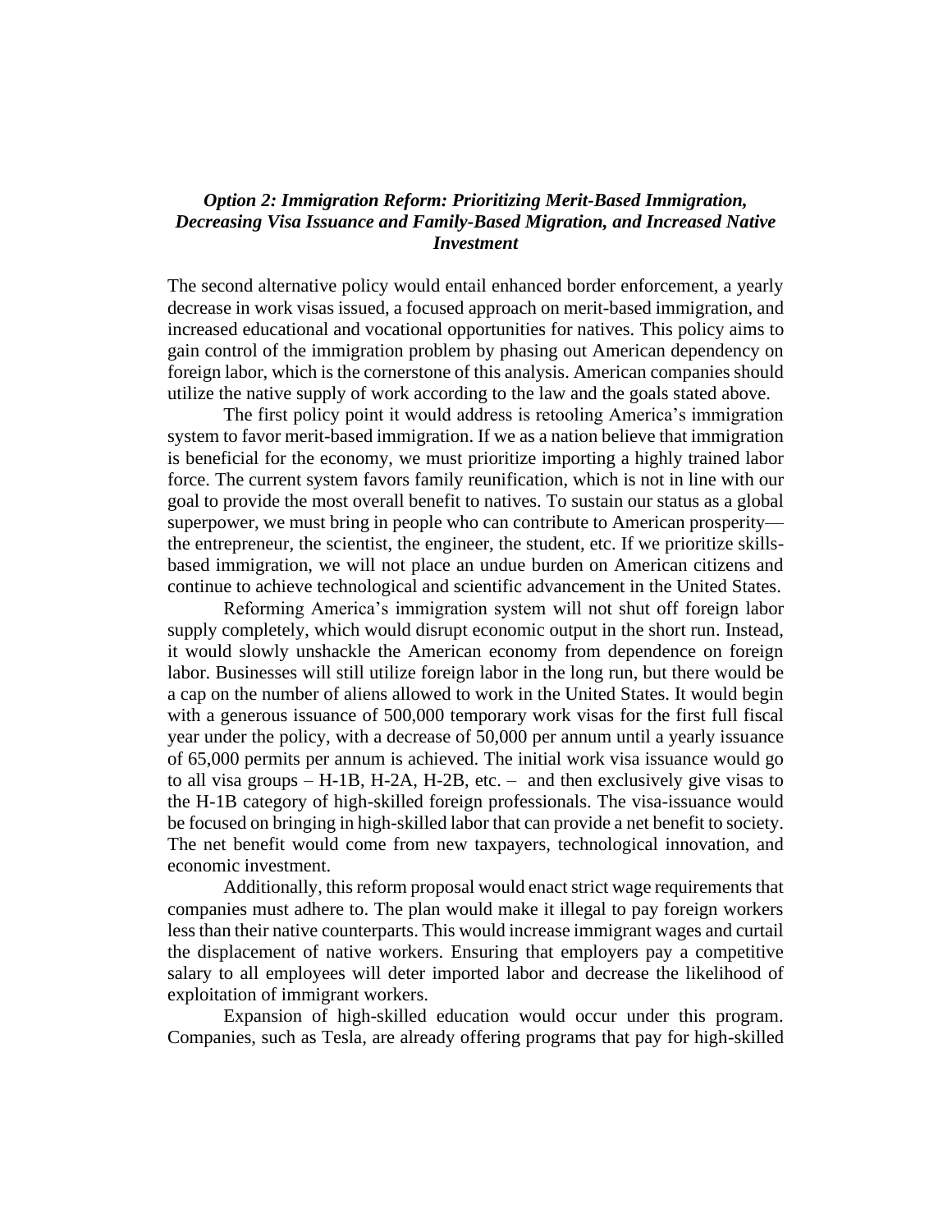### *Option 2: Immigration Reform: Prioritizing Merit-Based Immigration, Decreasing Visa Issuance and Family-Based Migration, and Increased Native Investment*

The second alternative policy would entail enhanced border enforcement, a yearly decrease in work visas issued, a focused approach on merit-based immigration, and increased educational and vocational opportunities for natives. This policy aims to gain control of the immigration problem by phasing out American dependency on foreign labor, which is the cornerstone of this analysis. American companies should utilize the native supply of work according to the law and the goals stated above.

The first policy point it would address is retooling America's immigration system to favor merit-based immigration. If we as a nation believe that immigration is beneficial for the economy, we must prioritize importing a highly trained labor force. The current system favors family reunification, which is not in line with our goal to provide the most overall benefit to natives. To sustain our status as a global superpower, we must bring in people who can contribute to American prosperity—the entrepreneur, the scientist, the engineer, the student, etc. If we prioritize skills-based immigration, we will not place an undue burden on American citizens and continue to achieve technological and scientific advancement in the United States.

Reforming America's immigration system will not shut off foreign labor supply completely, which would disrupt economic output in the short run. Instead, it would slowly unshackle the American economy from dependence on foreign labor. Businesses will still utilize foreign labor in the long run, but there would be a cap on the number of aliens allowed to work in the United States. It would begin with a generous issuance of 500,000 temporary work visas for the first full fiscal year under the policy, with a decrease of 50,000 per annum until a yearly issuance of 65,000 permits per annum is achieved. The initial work visa issuance would go to all visa groups – H-1B, H-2A, H-2B, etc. – and then exclusively give visas to the H-1B category of high-skilled foreign professionals. The visa-issuance would be focused on bringing in high-skilled labor that can provide a net benefit to society. The net benefit would come from new taxpayers, technological innovation, and economic investment.

Additionally, this reform proposal would enact strict wage requirements that companies must adhere to. The plan would make it illegal to pay foreign workers less than their native counterparts. This would increase immigrant wages and curtail the displacement of native workers. Ensuring that employers pay a competitive salary to all employees will deter imported labor and decrease the likelihood of exploitation of immigrant workers.

Expansion of high-skilled education would occur under this program. Companies, such as Tesla, are already offering programs that pay for high-skilled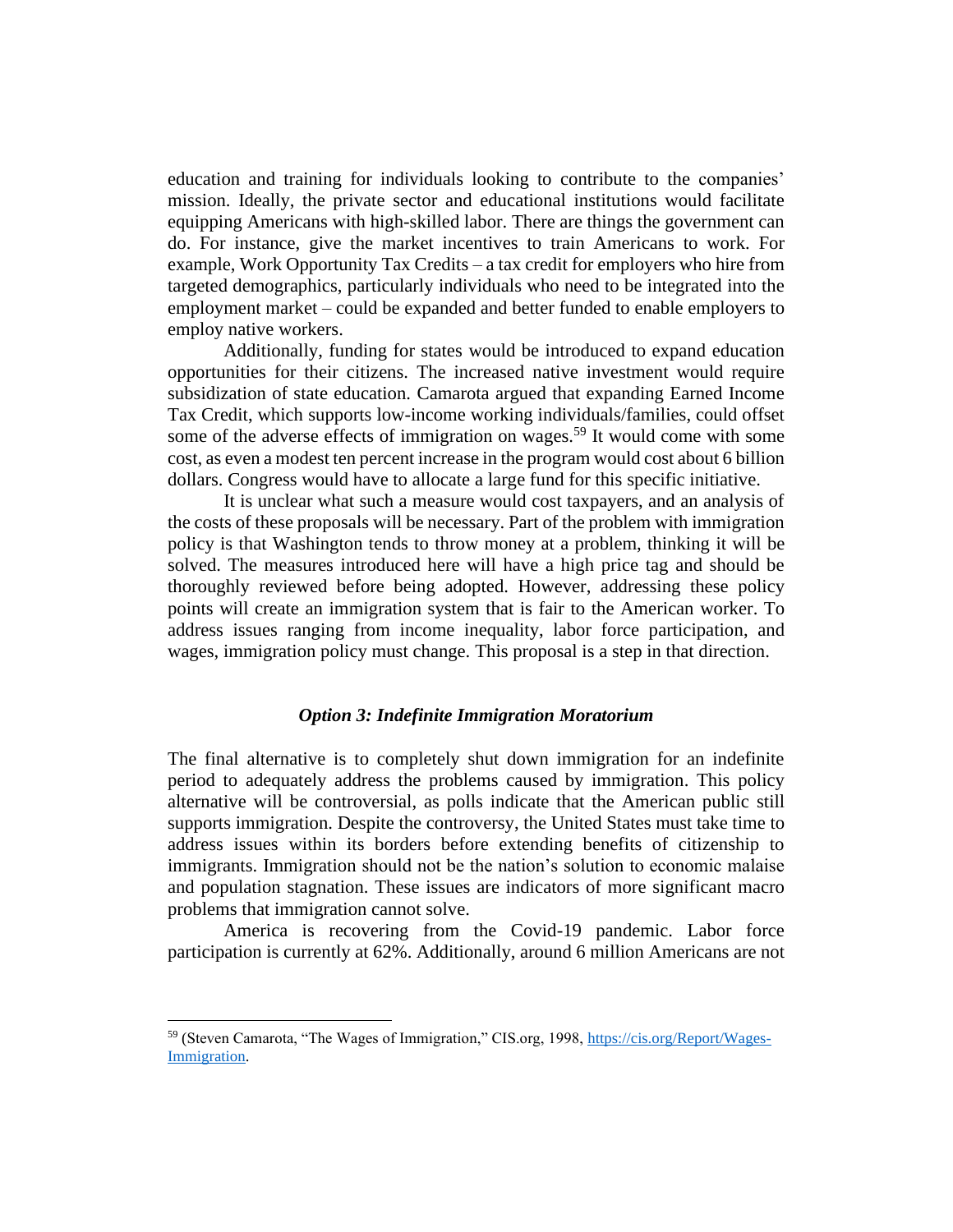education and training for individuals looking to contribute to the companies' mission. Ideally, the private sector and educational institutions would facilitate equipping Americans with high-skilled labor. There are things the government can do. For instance, give the market incentives to train Americans to work. For example, Work Opportunity Tax Credits – a tax credit for employers who hire from targeted demographics, particularly individuals who need to be integrated into the employment market – could be expanded and better funded to enable employers to employ native workers.

Additionally, funding for states would be introduced to expand education opportunities for their citizens. The increased native investment would require subsidization of state education. Camarota argued that expanding Earned Income Tax Credit, which supports low-income working individuals/families, could offset some of the adverse effects of immigration on wages.[59] It would come with some cost, as even a modest ten percent increase in the program would cost about 6 billion dollars. Congress would have to allocate a large fund for this specific initiative.

It is unclear what such a measure would cost taxpayers, and an analysis of the costs of these proposals will be necessary. Part of the problem with immigration policy is that Washington tends to throw money at a problem, thinking it will be solved. The measures introduced here will have a high price tag and should be thoroughly reviewed before being adopted. However, addressing these policy points will create an immigration system that is fair to the American worker. To address issues ranging from income inequality, labor force participation, and wages, immigration policy must change. This proposal is a step in that direction.

### *Option 3: Indefinite Immigration Moratorium*

The final alternative is to completely shut down immigration for an indefinite period to adequately address the problems caused by immigration. This policy alternative will be controversial, as polls indicate that the American public still supports immigration. Despite the controversy, the United States must take time to address issues within its borders before extending benefits of citizenship to immigrants. Immigration should not be the nation's solution to economic malaise and population stagnation. These issues are indicators of more significant macro problems that immigration cannot solve.

America is recovering from the Covid-19 pandemic. Labor force participation is currently at 62%. Additionally, around 6 million Americans are not

---

[59] (Steven Camarota, "The Wages of Immigration," CIS.org, 1998, [https://cis.org/Report/Wages-Immigration](https://cis.org/Report/Wages-Immigration).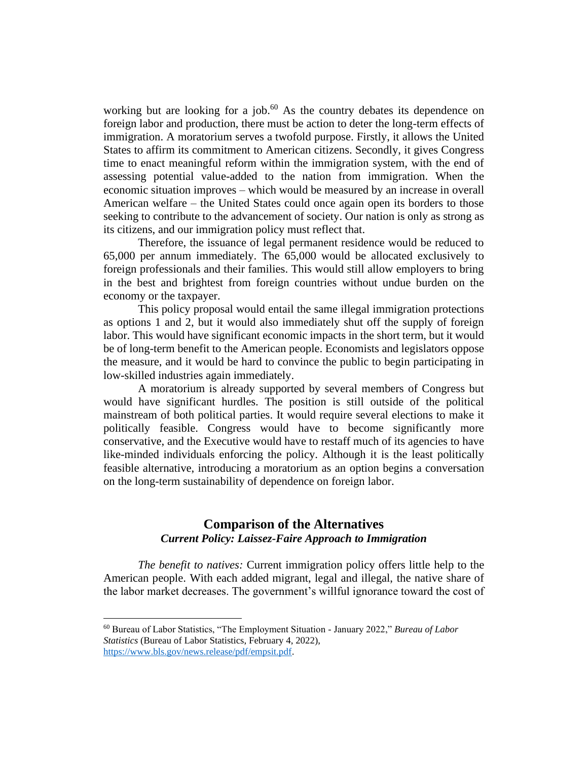working but are looking for a job.[60] As the country debates its dependence on foreign labor and production, there must be action to deter the long-term effects of immigration. A moratorium serves a twofold purpose. Firstly, it allows the United States to affirm its commitment to American citizens. Secondly, it gives Congress time to enact meaningful reform within the immigration system, with the end of assessing potential value-added to the nation from immigration. When the economic situation improves – which would be measured by an increase in overall American welfare – the United States could once again open its borders to those seeking to contribute to the advancement of society. Our nation is only as strong as its citizens, and our immigration policy must reflect that.

Therefore, the issuance of legal permanent residence would be reduced to 65,000 per annum immediately. The 65,000 would be allocated exclusively to foreign professionals and their families. This would still allow employers to bring in the best and brightest from foreign countries without undue burden on the economy or the taxpayer.

This policy proposal would entail the same illegal immigration protections as options 1 and 2, but it would also immediately shut off the supply of foreign labor. This would have significant economic impacts in the short term, but it would be of long-term benefit to the American people. Economists and legislators oppose the measure, and it would be hard to convince the public to begin participating in low-skilled industries again immediately.

A moratorium is already supported by several members of Congress but would have significant hurdles. The position is still outside of the political mainstream of both political parties. It would require several elections to make it politically feasible. Congress would have to become significantly more conservative, and the Executive would have to restaff much of its agencies to have like-minded individuals enforcing the policy. Although it is the least politically feasible alternative, introducing a moratorium as an option begins a conversation on the long-term sustainability of dependence on foreign labor.

## Comparison of the Alternatives

### *Current Policy: Laissez-Faire Approach to Immigration*

*The benefit to natives:* Current immigration policy offers little help to the American people. With each added migrant, legal and illegal, the native share of the labor market decreases. The government's willful ignorance toward the cost of

---

[60] Bureau of Labor Statistics, "The Employment Situation - January 2022," *Bureau of Labor Statistics* (Bureau of Labor Statistics, February 4, 2022), https://www.bls.gov/news.release/pdf/empsit.pdf.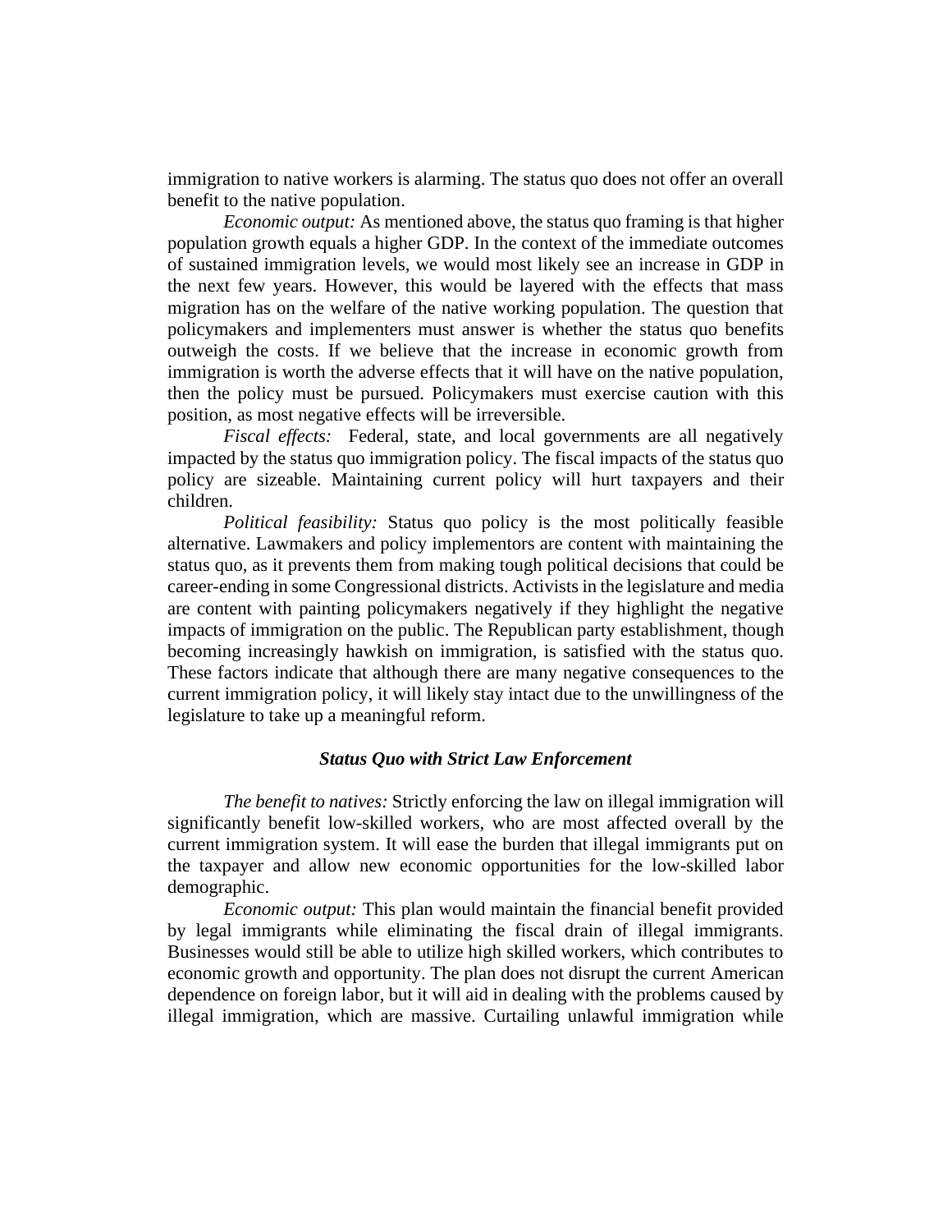immigration to native workers is alarming. The status quo does not offer an overall benefit to the native population.

*Economic output:* As mentioned above, the status quo framing is that higher population growth equals a higher GDP. In the context of the immediate outcomes of sustained immigration levels, we would most likely see an increase in GDP in the next few years. However, this would be layered with the effects that mass migration has on the welfare of the native working population. The question that policymakers and implementers must answer is whether the status quo benefits outweigh the costs. If we believe that the increase in economic growth from immigration is worth the adverse effects that it will have on the native population, then the policy must be pursued. Policymakers must exercise caution with this position, as most negative effects will be irreversible.

*Fiscal effects:* Federal, state, and local governments are all negatively impacted by the status quo immigration policy. The fiscal impacts of the status quo policy are sizeable. Maintaining current policy will hurt taxpayers and their children.

*Political feasibility:* Status quo policy is the most politically feasible alternative. Lawmakers and policy implementors are content with maintaining the status quo, as it prevents them from making tough political decisions that could be career-ending in some Congressional districts. Activists in the legislature and media are content with painting policymakers negatively if they highlight the negative impacts of immigration on the public. The Republican party establishment, though becoming increasingly hawkish on immigration, is satisfied with the status quo. These factors indicate that although there are many negative consequences to the current immigration policy, it will likely stay intact due to the unwillingness of the legislature to take up a meaningful reform.

### *Status Quo with Strict Law Enforcement*

*The benefit to natives:* Strictly enforcing the law on illegal immigration will significantly benefit low-skilled workers, who are most affected overall by the current immigration system. It will ease the burden that illegal immigrants put on the taxpayer and allow new economic opportunities for the low-skilled labor demographic.

*Economic output:* This plan would maintain the financial benefit provided by legal immigrants while eliminating the fiscal drain of illegal immigrants. Businesses would still be able to utilize high skilled workers, which contributes to economic growth and opportunity. The plan does not disrupt the current American dependence on foreign labor, but it will aid in dealing with the problems caused by illegal immigration, which are massive. Curtailing unlawful immigration while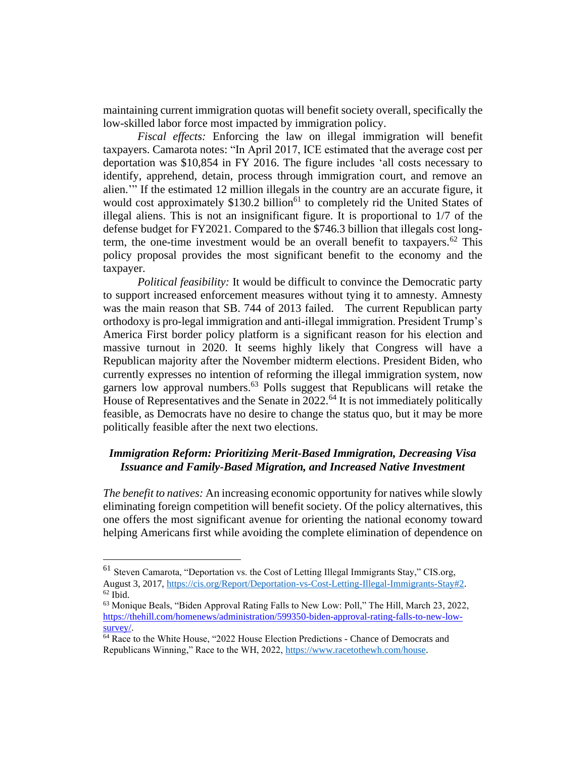maintaining current immigration quotas will benefit society overall, specifically the low-skilled labor force most impacted by immigration policy.

*Fiscal effects:* Enforcing the law on illegal immigration will benefit taxpayers. Camarota notes: "In April 2017, ICE estimated that the average cost per deportation was $10,854 in FY 2016. The figure includes 'all costs necessary to identify, apprehend, detain, process through immigration court, and remove an alien.'" If the estimated 12 million illegals in the country are an accurate figure, it would cost approximately $130.2 billion[61] to completely rid the United States of illegal aliens. This is not an insignificant figure. It is proportional to 1/7 of the defense budget for FY2021. Compared to the $746.3 billion that illegals cost long-term, the one-time investment would be an overall benefit to taxpayers.[62] This policy proposal provides the most significant benefit to the economy and the taxpayer.

*Political feasibility:* It would be difficult to convince the Democratic party to support increased enforcement measures without tying it to amnesty. Amnesty was the main reason that SB. 744 of 2013 failed. The current Republican party orthodoxy is pro-legal immigration and anti-illegal immigration. President Trump's America First border policy platform is a significant reason for his election and massive turnout in 2020. It seems highly likely that Congress will have a Republican majority after the November midterm elections. President Biden, who currently expresses no intention of reforming the illegal immigration system, now garners low approval numbers.[63] Polls suggest that Republicans will retake the House of Representatives and the Senate in 2022.[64] It is not immediately politically feasible, as Democrats have no desire to change the status quo, but it may be more politically feasible after the next two elections.

### *Immigration Reform: Prioritizing Merit-Based Immigration, Decreasing Visa Issuance and Family-Based Migration, and Increased Native Investment*

*The benefit to natives:* An increasing economic opportunity for natives while slowly eliminating foreign competition will benefit society. Of the policy alternatives, this one offers the most significant avenue for orienting the national economy toward helping Americans first while avoiding the complete elimination of dependence on

---

[61] Steven Camarota, "Deportation vs. the Cost of Letting Illegal Immigrants Stay," CIS.org, August 3, 2017, https://cis.org/Report/Deportation-vs-Cost-Letting-Illegal-Immigrants-Stay#2.
[62] Ibid.
[63] Monique Beals, "Biden Approval Rating Falls to New Low: Poll," The Hill, March 23, 2022, https://thehill.com/homenews/administration/599350-biden-approval-rating-falls-to-new-low-survey/.
[64] Race to the White House, "2022 House Election Predictions - Chance of Democrats and Republicans Winning," Race to the WH, 2022, https://www.racetothewh.com/house.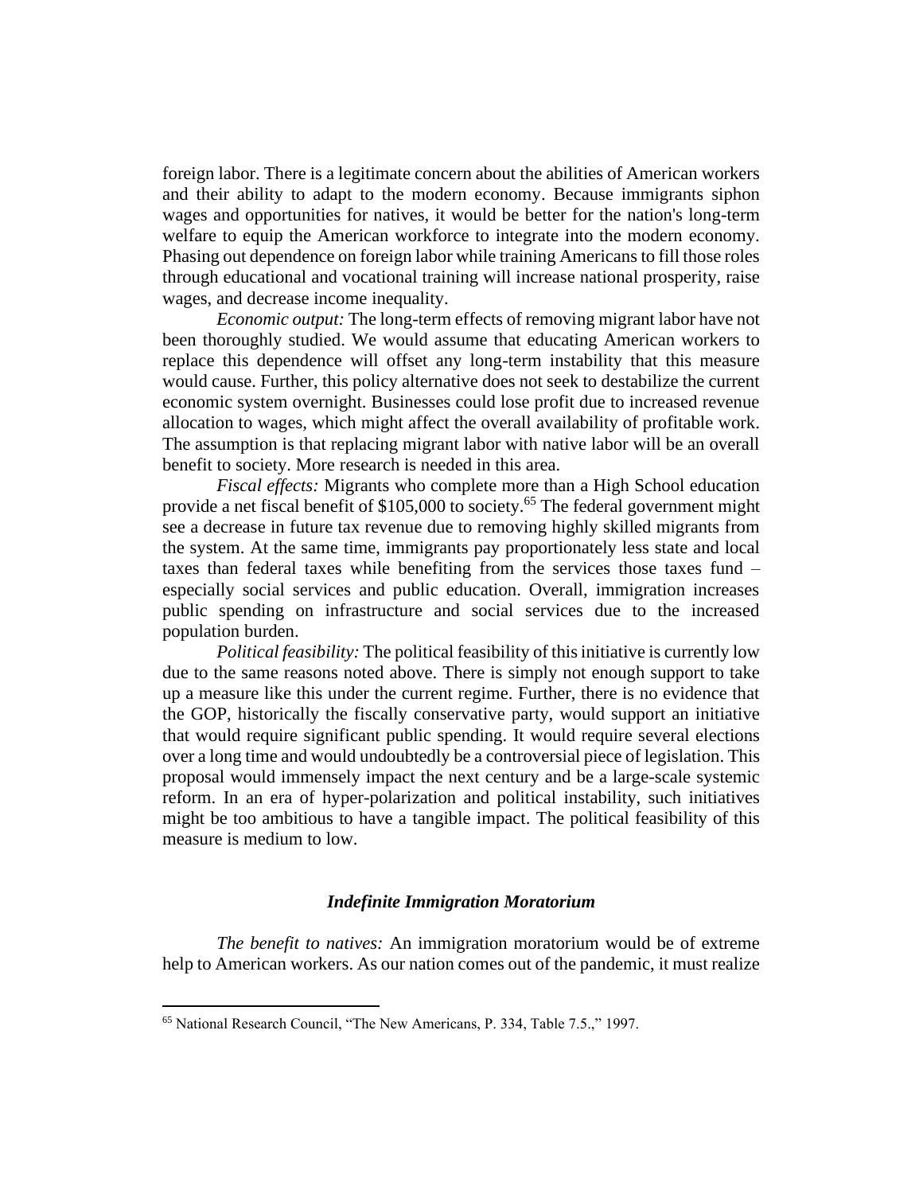foreign labor. There is a legitimate concern about the abilities of American workers and their ability to adapt to the modern economy. Because immigrants siphon wages and opportunities for natives, it would be better for the nation's long-term welfare to equip the American workforce to integrate into the modern economy. Phasing out dependence on foreign labor while training Americans to fill those roles through educational and vocational training will increase national prosperity, raise wages, and decrease income inequality.

*Economic output:* The long-term effects of removing migrant labor have not been thoroughly studied. We would assume that educating American workers to replace this dependence will offset any long-term instability that this measure would cause. Further, this policy alternative does not seek to destabilize the current economic system overnight. Businesses could lose profit due to increased revenue allocation to wages, which might affect the overall availability of profitable work. The assumption is that replacing migrant labor with native labor will be an overall benefit to society. More research is needed in this area.

*Fiscal effects:* Migrants who complete more than a High School education provide a net fiscal benefit of $105,000 to society.[65] The federal government might see a decrease in future tax revenue due to removing highly skilled migrants from the system. At the same time, immigrants pay proportionately less state and local taxes than federal taxes while benefiting from the services those taxes fund – especially social services and public education. Overall, immigration increases public spending on infrastructure and social services due to the increased population burden.

*Political feasibility:* The political feasibility of this initiative is currently low due to the same reasons noted above. There is simply not enough support to take up a measure like this under the current regime. Further, there is no evidence that the GOP, historically the fiscally conservative party, would support an initiative that would require significant public spending. It would require several elections over a long time and would undoubtedly be a controversial piece of legislation. This proposal would immensely impact the next century and be a large-scale systemic reform. In an era of hyper-polarization and political instability, such initiatives might be too ambitious to have a tangible impact. The political feasibility of this measure is medium to low.

### *Indefinite Immigration Moratorium*

*The benefit to natives:* An immigration moratorium would be of extreme help to American workers. As our nation comes out of the pandemic, it must realize

[65] National Research Council, "The New Americans, P. 334, Table 7.5.," 1997.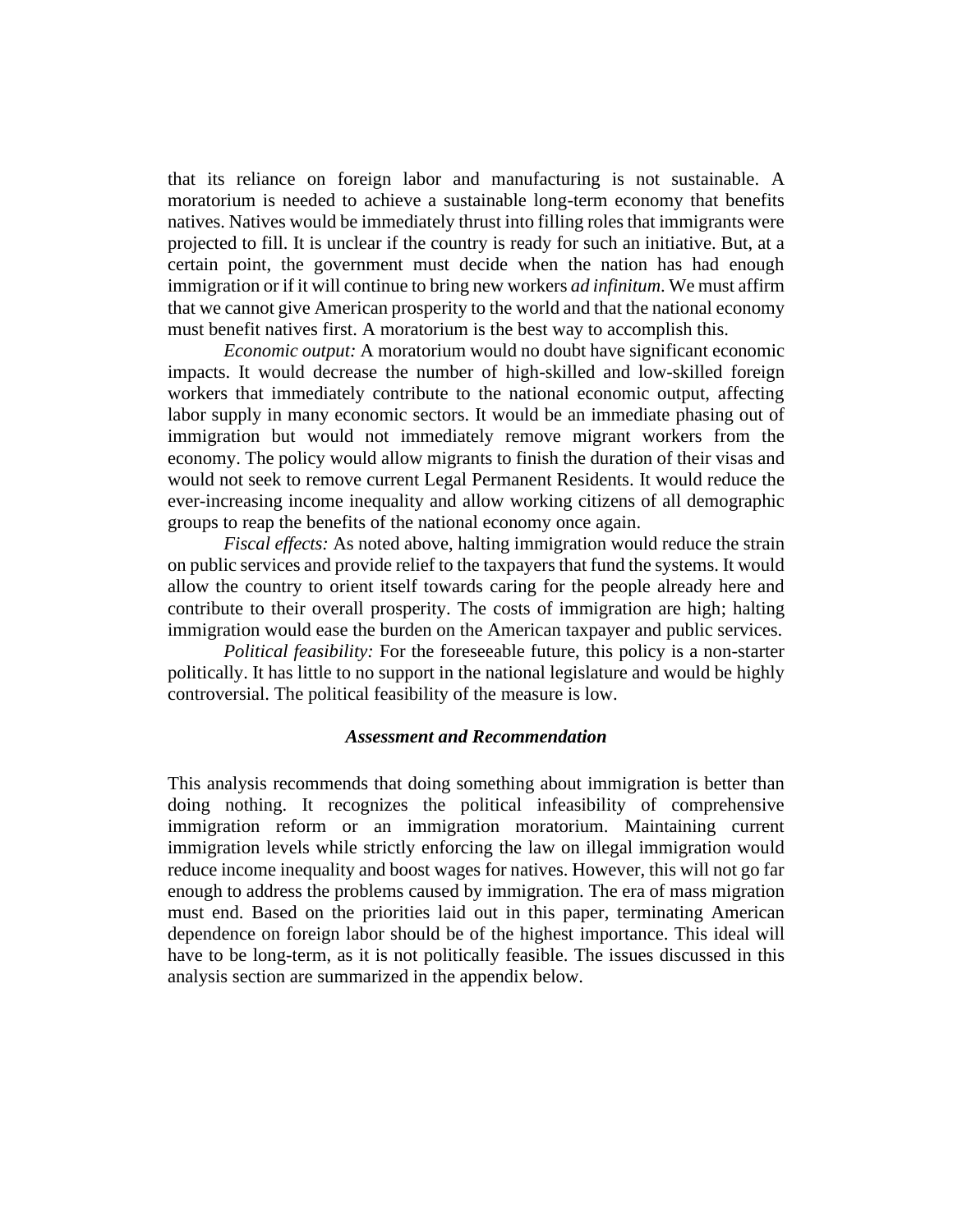that its reliance on foreign labor and manufacturing is not sustainable. A moratorium is needed to achieve a sustainable long-term economy that benefits natives. Natives would be immediately thrust into filling roles that immigrants were projected to fill. It is unclear if the country is ready for such an initiative. But, at a certain point, the government must decide when the nation has had enough immigration or if it will continue to bring new workers *ad infinitum*. We must affirm that we cannot give American prosperity to the world and that the national economy must benefit natives first. A moratorium is the best way to accomplish this.

*Economic output:* A moratorium would no doubt have significant economic impacts. It would decrease the number of high-skilled and low-skilled foreign workers that immediately contribute to the national economic output, affecting labor supply in many economic sectors. It would be an immediate phasing out of immigration but would not immediately remove migrant workers from the economy. The policy would allow migrants to finish the duration of their visas and would not seek to remove current Legal Permanent Residents. It would reduce the ever-increasing income inequality and allow working citizens of all demographic groups to reap the benefits of the national economy once again.

*Fiscal effects:* As noted above, halting immigration would reduce the strain on public services and provide relief to the taxpayers that fund the systems. It would allow the country to orient itself towards caring for the people already here and contribute to their overall prosperity. The costs of immigration are high; halting immigration would ease the burden on the American taxpayer and public services.

*Political feasibility:* For the foreseeable future, this policy is a non-starter politically. It has little to no support in the national legislature and would be highly controversial. The political feasibility of the measure is low.

### *Assessment and Recommendation*

This analysis recommends that doing something about immigration is better than doing nothing. It recognizes the political infeasibility of comprehensive immigration reform or an immigration moratorium. Maintaining current immigration levels while strictly enforcing the law on illegal immigration would reduce income inequality and boost wages for natives. However, this will not go far enough to address the problems caused by immigration. The era of mass migration must end. Based on the priorities laid out in this paper, terminating American dependence on foreign labor should be of the highest importance. This ideal will have to be long-term, as it is not politically feasible. The issues discussed in this analysis section are summarized in the appendix below.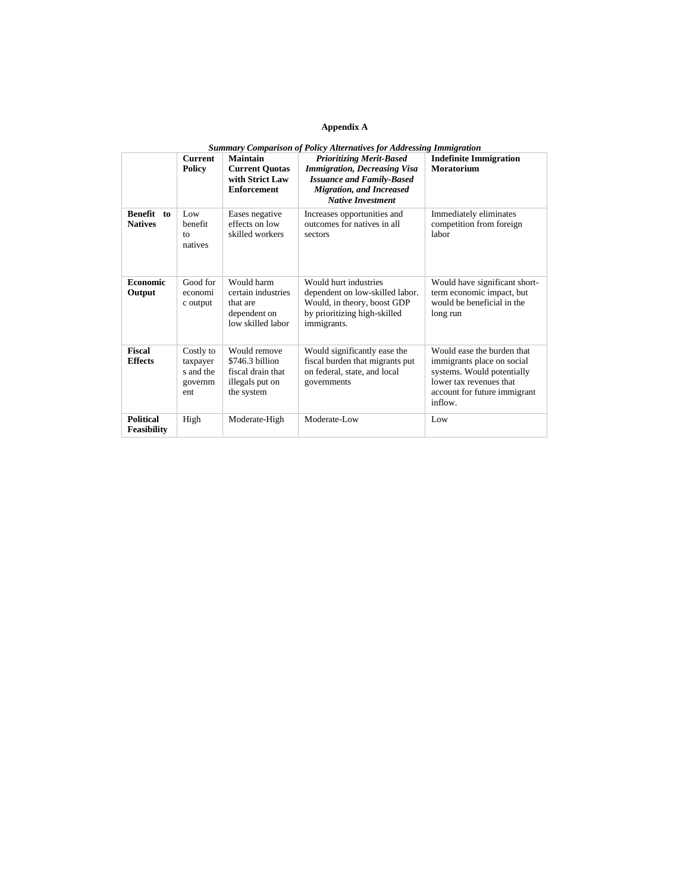**Appendix A**

***Summary Comparison of Policy Alternatives for Addressing Immigration***

| | **Current Policy** | **Maintain Current Quotas with Strict Law Enforcement** | ***Prioritizing Merit-Based Immigration, Decreasing Visa Issuance and Family-Based Migration, and Increased Native Investment*** | **Indefinite Immigration Moratorium** |
|---|---|---|---|---|
| **Benefit to Natives** | Low benefit to natives | Eases negative effects on low skilled workers | Increases opportunities and outcomes for natives in all sectors | Immediately eliminates competition from foreign labor |
| **Economic Output** | Good for economic output | Would harm certain industries that are dependent on low skilled labor | Would hurt industries dependent on low-skilled labor. Would, in theory, boost GDP by prioritizing high-skilled immigrants. | Would have significant short-term economic impact, but would be beneficial in the long run |
| **Fiscal Effects** | Costly to taxpayers and the government | Would remove $746.3 billion fiscal drain that illegals put on the system | Would significantly ease the fiscal burden that migrants put on federal, state, and local governments | Would ease the burden that immigrants place on social systems. Would potentially lower tax revenues that account for future immigrant inflow. |
| **Political Feasibility** | High | Moderate-High | Moderate-Low | Low |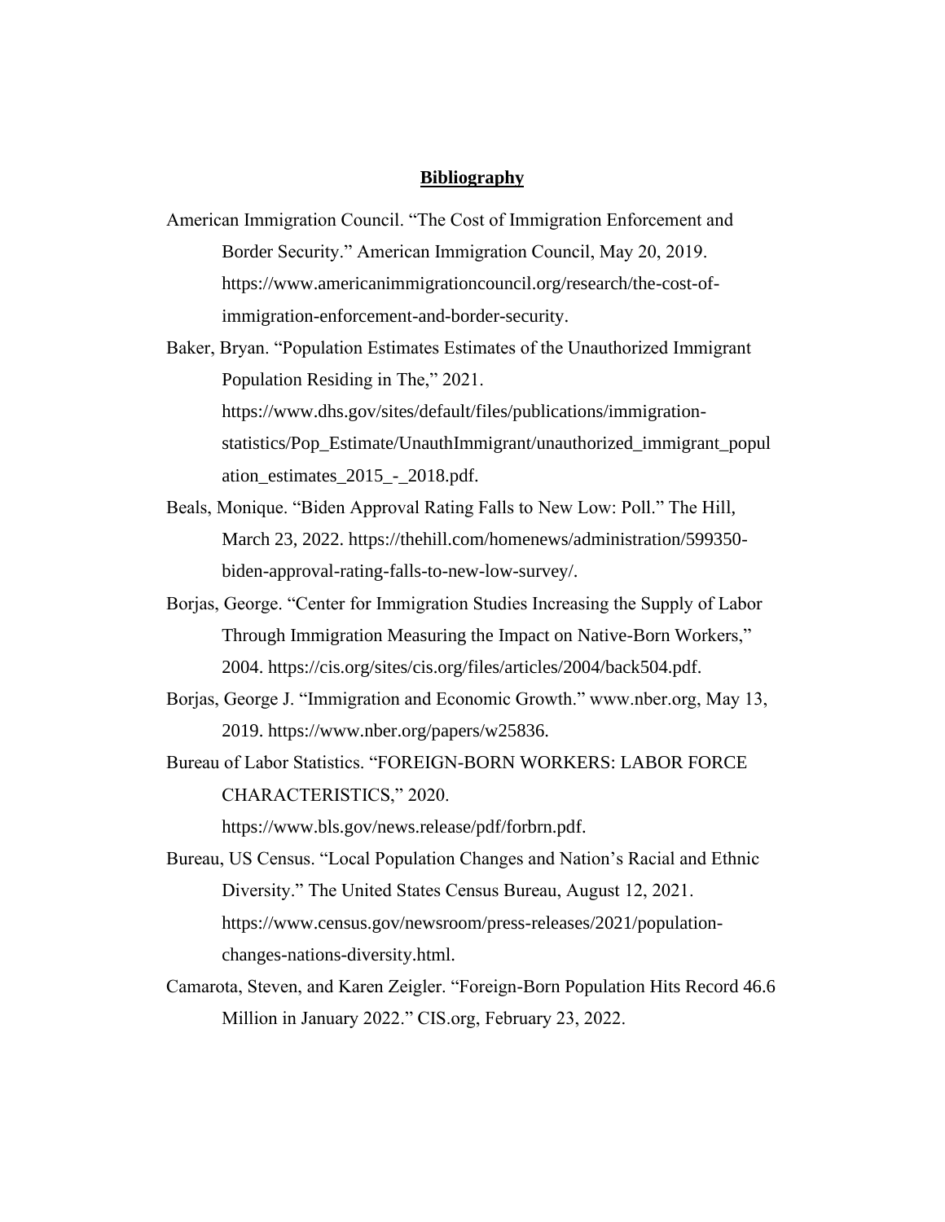## Bibliography

American Immigration Council. "The Cost of Immigration Enforcement and Border Security." American Immigration Council, May 20, 2019. https://www.americanimmigrationcouncil.org/research/the-cost-of-immigration-enforcement-and-border-security.

Baker, Bryan. "Population Estimates Estimates of the Unauthorized Immigrant Population Residing in The," 2021. https://www.dhs.gov/sites/default/files/publications/immigration-statistics/Pop_Estimate/UnauthImmigrant/unauthorized_immigrant_population_estimates_2015_-_2018.pdf.

Beals, Monique. "Biden Approval Rating Falls to New Low: Poll." The Hill, March 23, 2022. https://thehill.com/homenews/administration/599350-biden-approval-rating-falls-to-new-low-survey/.

Borjas, George. "Center for Immigration Studies Increasing the Supply of Labor Through Immigration Measuring the Impact on Native-Born Workers," 2004. https://cis.org/sites/cis.org/files/articles/2004/back504.pdf.

Borjas, George J. "Immigration and Economic Growth." www.nber.org, May 13, 2019. https://www.nber.org/papers/w25836.

Bureau of Labor Statistics. "FOREIGN-BORN WORKERS: LABOR FORCE CHARACTERISTICS," 2020. https://www.bls.gov/news.release/pdf/forbrn.pdf.

Bureau, US Census. "Local Population Changes and Nation's Racial and Ethnic Diversity." The United States Census Bureau, August 12, 2021. https://www.census.gov/newsroom/press-releases/2021/population-changes-nations-diversity.html.

Camarota, Steven, and Karen Zeigler. "Foreign-Born Population Hits Record 46.6 Million in January 2022." CIS.org, February 23, 2022.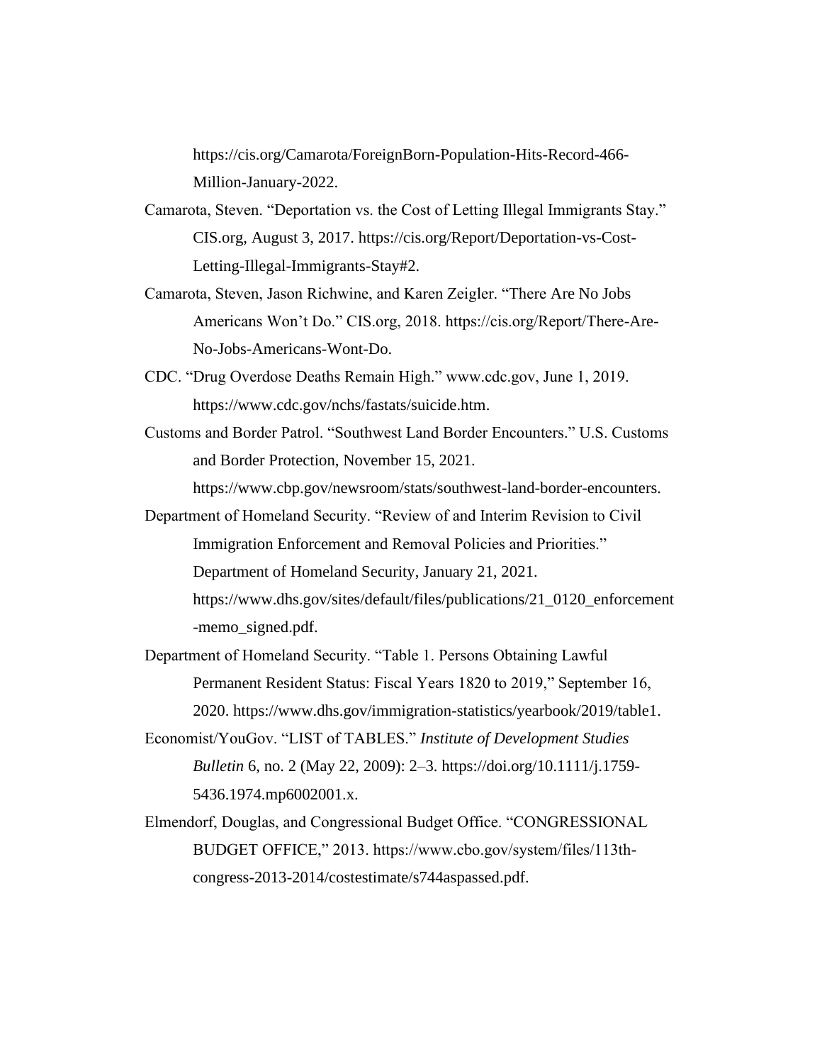https://cis.org/Camarota/ForeignBorn-Population-Hits-Record-466-Million-January-2022.

Camarota, Steven. "Deportation vs. the Cost of Letting Illegal Immigrants Stay." CIS.org, August 3, 2017. https://cis.org/Report/Deportation-vs-Cost-Letting-Illegal-Immigrants-Stay#2.

Camarota, Steven, Jason Richwine, and Karen Zeigler. "There Are No Jobs Americans Won't Do." CIS.org, 2018. https://cis.org/Report/There-Are-No-Jobs-Americans-Wont-Do.

CDC. "Drug Overdose Deaths Remain High." www.cdc.gov, June 1, 2019. https://www.cdc.gov/nchs/fastats/suicide.htm.

Customs and Border Patrol. "Southwest Land Border Encounters." U.S. Customs and Border Protection, November 15, 2021. https://www.cbp.gov/newsroom/stats/southwest-land-border-encounters.

Department of Homeland Security. "Review of and Interim Revision to Civil Immigration Enforcement and Removal Policies and Priorities." Department of Homeland Security, January 21, 2021. https://www.dhs.gov/sites/default/files/publications/21_0120_enforcement-memo_signed.pdf.

Department of Homeland Security. "Table 1. Persons Obtaining Lawful Permanent Resident Status: Fiscal Years 1820 to 2019," September 16, 2020. https://www.dhs.gov/immigration-statistics/yearbook/2019/table1.

Economist/YouGov. "LIST of TABLES." *Institute of Development Studies Bulletin* 6, no. 2 (May 22, 2009): 2–3. https://doi.org/10.1111/j.1759-5436.1974.mp6002001.x.

Elmendorf, Douglas, and Congressional Budget Office. "CONGRESSIONAL BUDGET OFFICE," 2013. https://www.cbo.gov/system/files/113th-congress-2013-2014/costestimate/s744aspassed.pdf.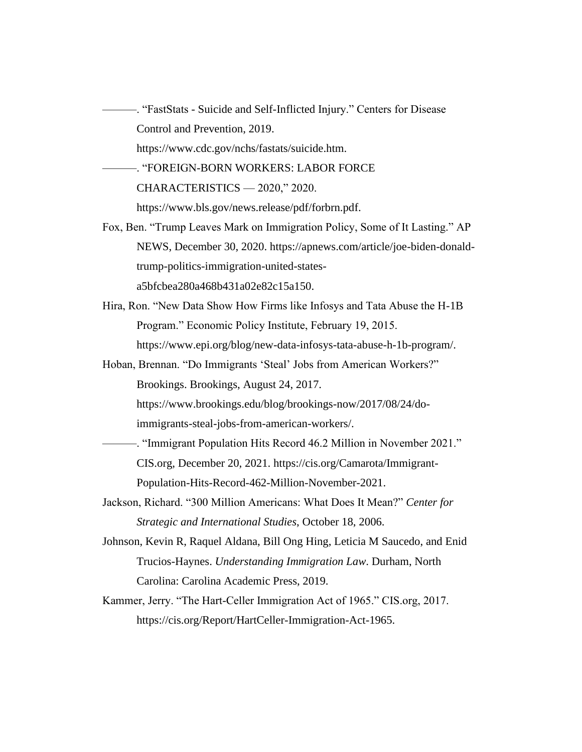———. "FastStats - Suicide and Self-Inflicted Injury." Centers for Disease Control and Prevention, 2019. https://www.cdc.gov/nchs/fastats/suicide.htm.

———. "FOREIGN-BORN WORKERS: LABOR FORCE CHARACTERISTICS — 2020," 2020. https://www.bls.gov/news.release/pdf/forbrn.pdf.

Fox, Ben. "Trump Leaves Mark on Immigration Policy, Some of It Lasting." AP NEWS, December 30, 2020. https://apnews.com/article/joe-biden-donald-trump-politics-immigration-united-states-a5bfcbea280a468b431a02e82c15a150.

Hira, Ron. "New Data Show How Firms like Infosys and Tata Abuse the H-1B Program." Economic Policy Institute, February 19, 2015. https://www.epi.org/blog/new-data-infosys-tata-abuse-h-1b-program/.

Hoban, Brennan. "Do Immigrants 'Steal' Jobs from American Workers?" Brookings. Brookings, August 24, 2017. https://www.brookings.edu/blog/brookings-now/2017/08/24/do-immigrants-steal-jobs-from-american-workers/.

———. "Immigrant Population Hits Record 46.2 Million in November 2021." CIS.org, December 20, 2021. https://cis.org/Camarota/Immigrant-Population-Hits-Record-462-Million-November-2021.

Jackson, Richard. "300 Million Americans: What Does It Mean?" *Center for Strategic and International Studies*, October 18, 2006.

Johnson, Kevin R, Raquel Aldana, Bill Ong Hing, Leticia M Saucedo, and Enid Trucios-Haynes. *Understanding Immigration Law*. Durham, North Carolina: Carolina Academic Press, 2019.

Kammer, Jerry. "The Hart-Celler Immigration Act of 1965." CIS.org, 2017. https://cis.org/Report/HartCeller-Immigration-Act-1965.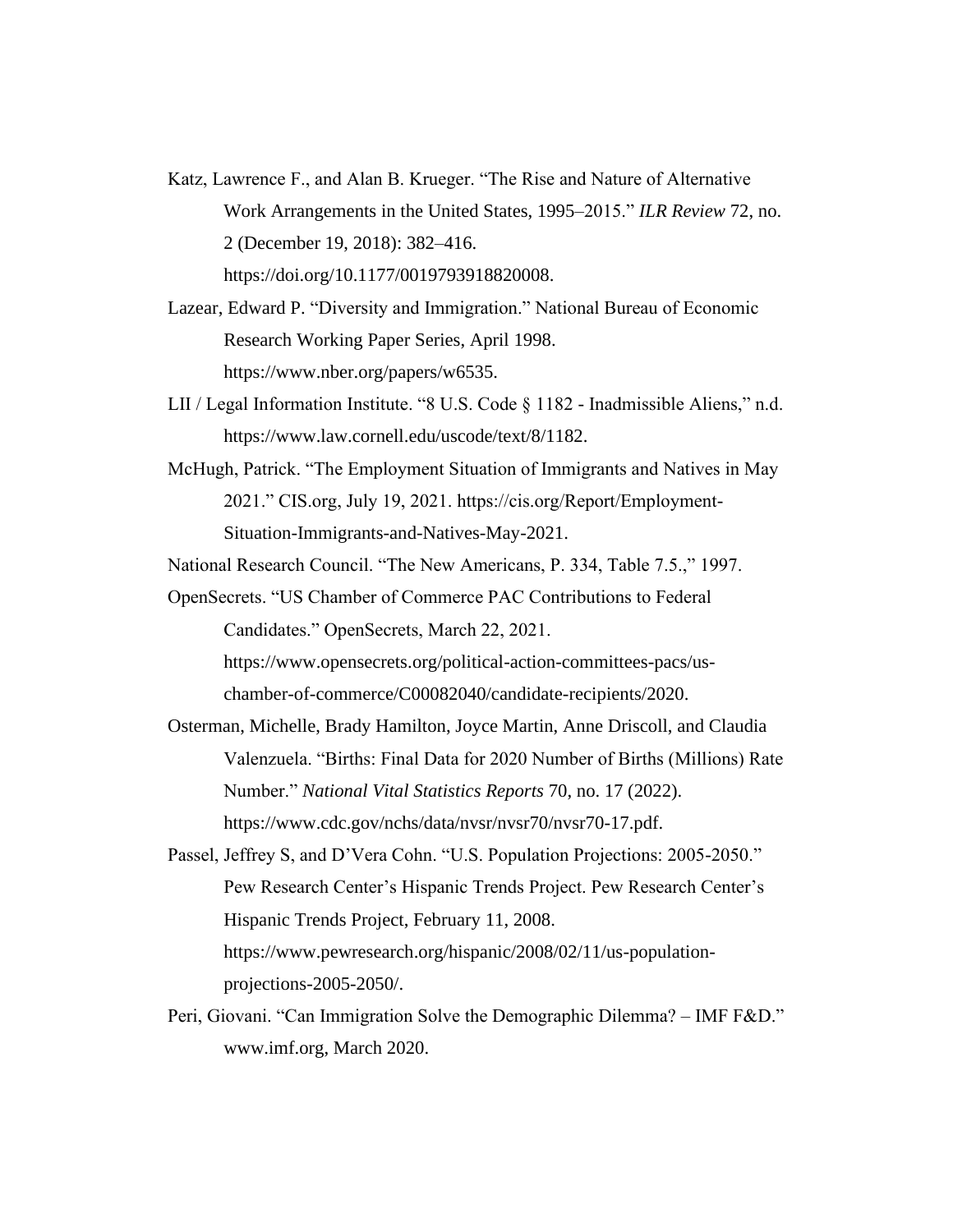Katz, Lawrence F., and Alan B. Krueger. "The Rise and Nature of Alternative Work Arrangements in the United States, 1995–2015." *ILR Review* 72, no. 2 (December 19, 2018): 382–416. https://doi.org/10.1177/0019793918820008.

Lazear, Edward P. "Diversity and Immigration." National Bureau of Economic Research Working Paper Series, April 1998. https://www.nber.org/papers/w6535.

LII / Legal Information Institute. "8 U.S. Code § 1182 - Inadmissible Aliens," n.d. https://www.law.cornell.edu/uscode/text/8/1182.

McHugh, Patrick. "The Employment Situation of Immigrants and Natives in May 2021." CIS.org, July 19, 2021. https://cis.org/Report/Employment-Situation-Immigrants-and-Natives-May-2021.

National Research Council. "The New Americans, P. 334, Table 7.5.," 1997.

OpenSecrets. "US Chamber of Commerce PAC Contributions to Federal Candidates." OpenSecrets, March 22, 2021. https://www.opensecrets.org/political-action-committees-pacs/us-chamber-of-commerce/C00082040/candidate-recipients/2020.

Osterman, Michelle, Brady Hamilton, Joyce Martin, Anne Driscoll, and Claudia Valenzuela. "Births: Final Data for 2020 Number of Births (Millions) Rate Number." *National Vital Statistics Reports* 70, no. 17 (2022). https://www.cdc.gov/nchs/data/nvsr/nvsr70/nvsr70-17.pdf.

Passel, Jeffrey S, and D'Vera Cohn. "U.S. Population Projections: 2005-2050." Pew Research Center's Hispanic Trends Project. Pew Research Center's Hispanic Trends Project, February 11, 2008. https://www.pewresearch.org/hispanic/2008/02/11/us-population-projections-2005-2050/.

Peri, Giovani. "Can Immigration Solve the Demographic Dilemma? – IMF F&D." www.imf.org, March 2020.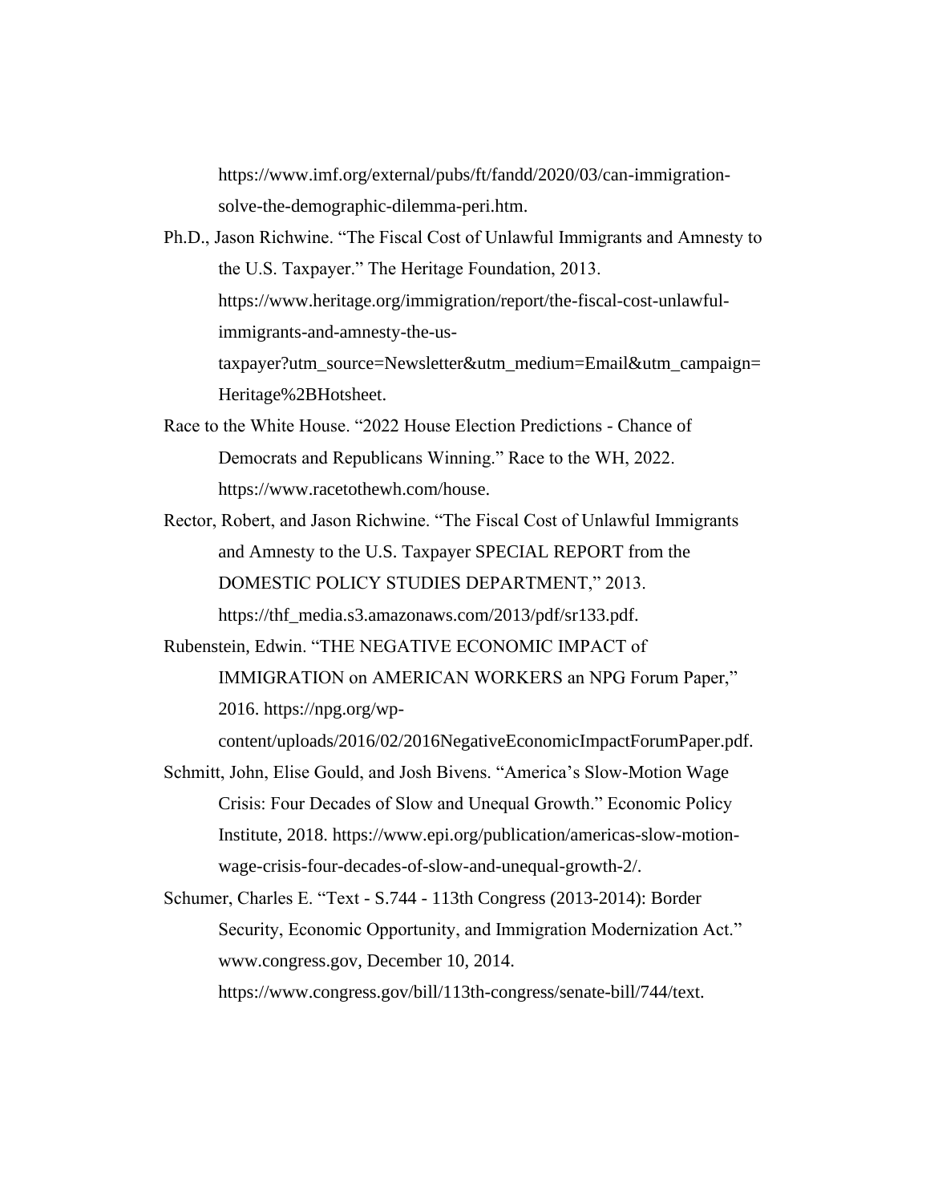https://www.imf.org/external/pubs/ft/fandd/2020/03/can-immigration-solve-the-demographic-dilemma-peri.htm.

Ph.D., Jason Richwine. “The Fiscal Cost of Unlawful Immigrants and Amnesty to the U.S. Taxpayer.” The Heritage Foundation, 2013. https://www.heritage.org/immigration/report/the-fiscal-cost-unlawful-immigrants-and-amnesty-the-us-taxpayer?utm_source=Newsletter&utm_medium=Email&utm_campaign=Heritage%2BHotsheet.

Race to the White House. “2022 House Election Predictions - Chance of Democrats and Republicans Winning.” Race to the WH, 2022. https://www.racetothewh.com/house.

Rector, Robert, and Jason Richwine. “The Fiscal Cost of Unlawful Immigrants and Amnesty to the U.S. Taxpayer SPECIAL REPORT from the DOMESTIC POLICY STUDIES DEPARTMENT,” 2013. https://thf_media.s3.amazonaws.com/2013/pdf/sr133.pdf.

Rubenstein, Edwin. “THE NEGATIVE ECONOMIC IMPACT of IMMIGRATION on AMERICAN WORKERS an NPG Forum Paper,” 2016. https://npg.org/wp-content/uploads/2016/02/2016NegativeEconomicImpactForumPaper.pdf.

Schmitt, John, Elise Gould, and Josh Bivens. “America’s Slow-Motion Wage Crisis: Four Decades of Slow and Unequal Growth.” Economic Policy Institute, 2018. https://www.epi.org/publication/americas-slow-motion-wage-crisis-four-decades-of-slow-and-unequal-growth-2/.

Schumer, Charles E. “Text - S.744 - 113th Congress (2013-2014): Border Security, Economic Opportunity, and Immigration Modernization Act.” www.congress.gov, December 10, 2014. https://www.congress.gov/bill/113th-congress/senate-bill/744/text.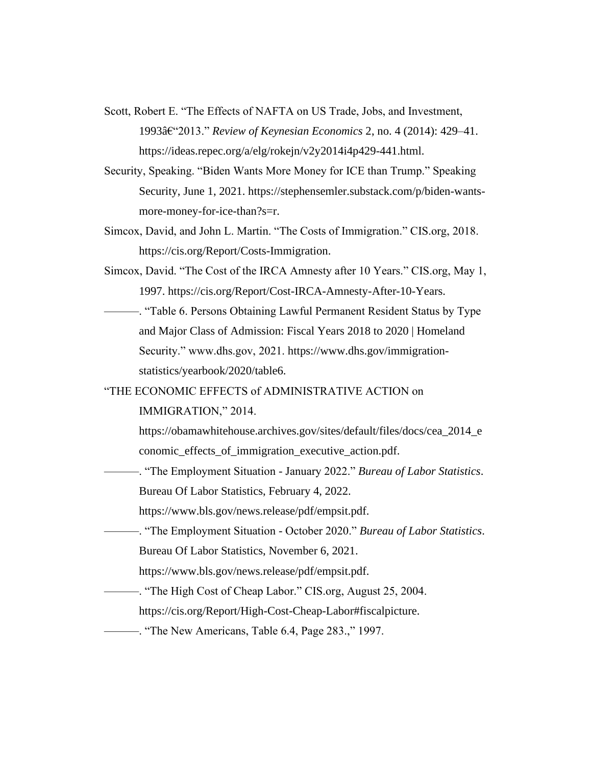Scott, Robert E. "The Effects of NAFTA on US Trade, Jobs, and Investment, 1993â€"2013." *Review of Keynesian Economics* 2, no. 4 (2014): 429–41. https://ideas.repec.org/a/elg/rokejn/v2y2014i4p429-441.html.

Security, Speaking. "Biden Wants More Money for ICE than Trump." Speaking Security, June 1, 2021. https://stephensemler.substack.com/p/biden-wants-more-money-for-ice-than?s=r.

Simcox, David, and John L. Martin. "The Costs of Immigration." CIS.org, 2018. https://cis.org/Report/Costs-Immigration.

Simcox, David. "The Cost of the IRCA Amnesty after 10 Years." CIS.org, May 1, 1997. https://cis.org/Report/Cost-IRCA-Amnesty-After-10-Years.

———. "Table 6. Persons Obtaining Lawful Permanent Resident Status by Type and Major Class of Admission: Fiscal Years 2018 to 2020 | Homeland Security." www.dhs.gov, 2021. https://www.dhs.gov/immigration-statistics/yearbook/2020/table6.

"THE ECONOMIC EFFECTS of ADMINISTRATIVE ACTION on IMMIGRATION," 2014. https://obamawhitehouse.archives.gov/sites/default/files/docs/cea_2014_economic_effects_of_immigration_executive_action.pdf.

———. "The Employment Situation - January 2022." *Bureau of Labor Statistics*. Bureau Of Labor Statistics, February 4, 2022. https://www.bls.gov/news.release/pdf/empsit.pdf.

———. "The Employment Situation - October 2020." *Bureau of Labor Statistics*. Bureau Of Labor Statistics, November 6, 2021. https://www.bls.gov/news.release/pdf/empsit.pdf.

———. "The High Cost of Cheap Labor." CIS.org, August 25, 2004. https://cis.org/Report/High-Cost-Cheap-Labor#fiscalpicture.

———. "The New Americans, Table 6.4, Page 283.," 1997.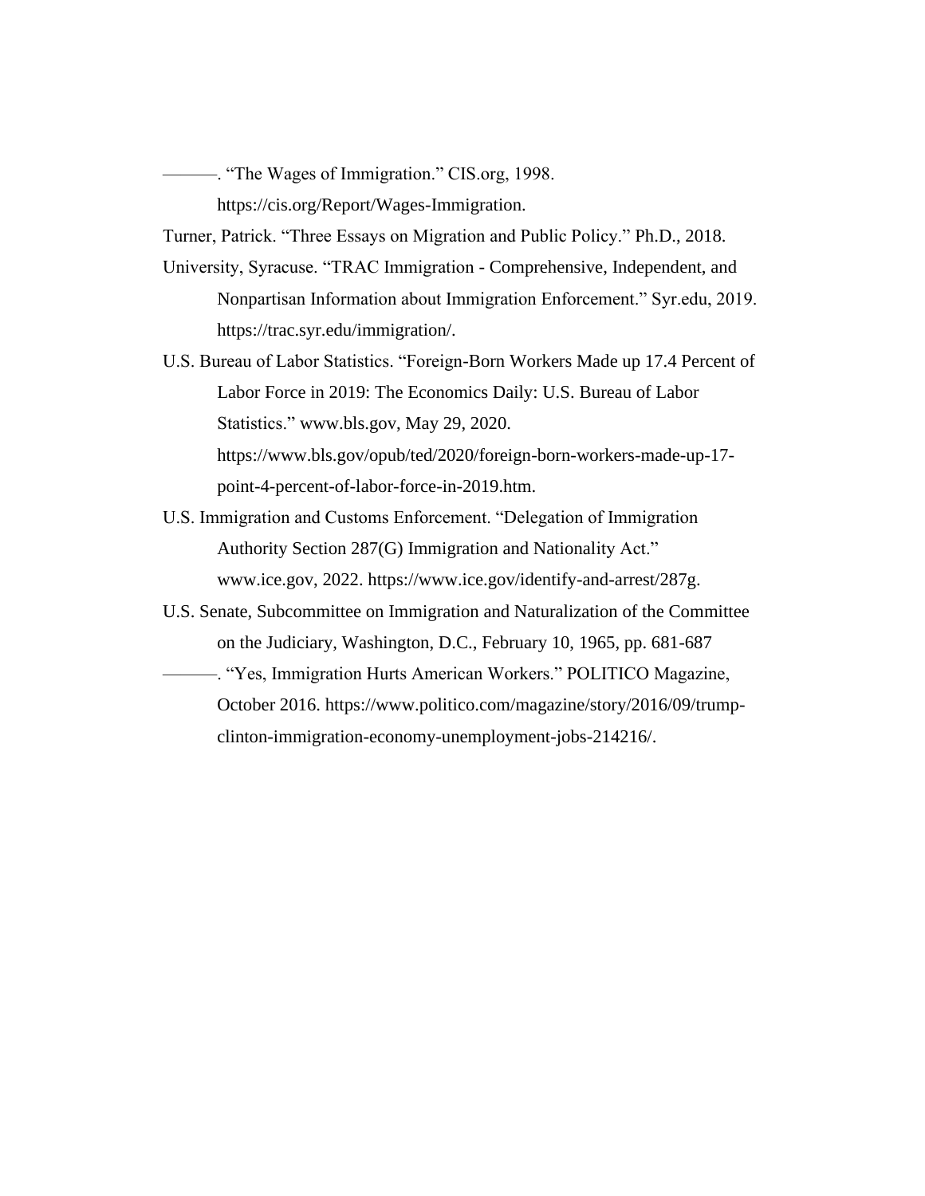———. "The Wages of Immigration." CIS.org, 1998. https://cis.org/Report/Wages-Immigration.

Turner, Patrick. "Three Essays on Migration and Public Policy." Ph.D., 2018.

University, Syracuse. "TRAC Immigration - Comprehensive, Independent, and Nonpartisan Information about Immigration Enforcement." Syr.edu, 2019. https://trac.syr.edu/immigration/.

U.S. Bureau of Labor Statistics. "Foreign-Born Workers Made up 17.4 Percent of Labor Force in 2019: The Economics Daily: U.S. Bureau of Labor Statistics." www.bls.gov, May 29, 2020. https://www.bls.gov/opub/ted/2020/foreign-born-workers-made-up-17-point-4-percent-of-labor-force-in-2019.htm.

U.S. Immigration and Customs Enforcement. "Delegation of Immigration Authority Section 287(G) Immigration and Nationality Act." www.ice.gov, 2022. https://www.ice.gov/identify-and-arrest/287g.

U.S. Senate, Subcommittee on Immigration and Naturalization of the Committee on the Judiciary, Washington, D.C., February 10, 1965, pp. 681-687

———. "Yes, Immigration Hurts American Workers." POLITICO Magazine, October 2016. https://www.politico.com/magazine/story/2016/09/trump-clinton-immigration-economy-unemployment-jobs-214216/.